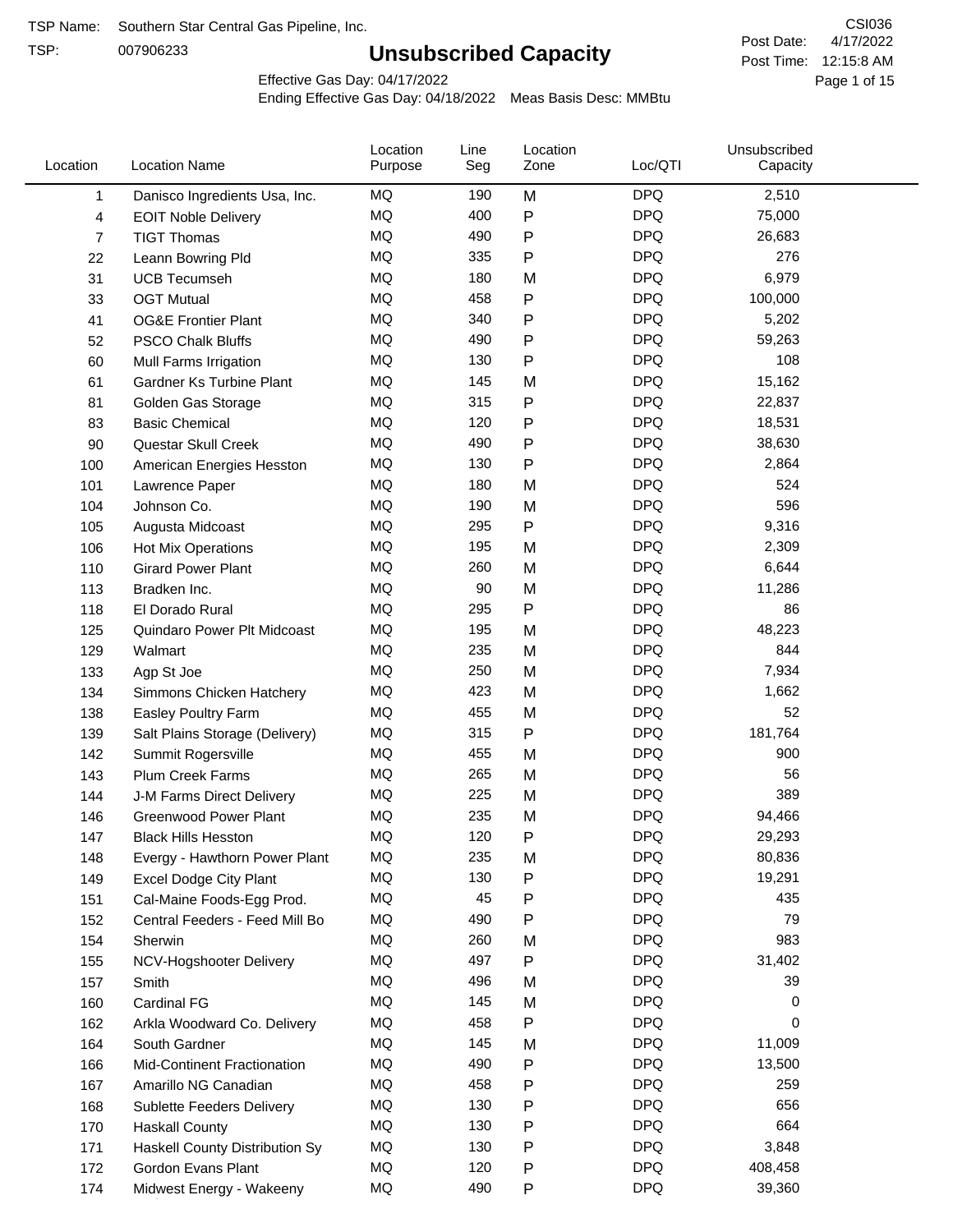TSP Name: Southern Star Central Gas Pipeline, Inc.
TSP: 007906233

CSI036
Post Date: 4/17/2022
Post Time: 12:15:8 AM

# Unsubscribed Capacity

Effective Gas Day: 04/17/2022
Ending Effective Gas Day: 04/18/2022 Meas Basis Desc: MMBtu

| Location | Location Name | Location Purpose | Line Seg | Location Zone | Loc/QTI | Unsubscribed Capacity |
|---|---|---|---|---|---|---|
| 1 | Danisco Ingredients Usa, Inc. | MQ | 190 | M | DPQ | 2,510 |
| 4 | EOIT Noble Delivery | MQ | 400 | P | DPQ | 75,000 |
| 7 | TIGT Thomas | MQ | 490 | P | DPQ | 26,683 |
| 22 | Leann Bowring Pld | MQ | 335 | P | DPQ | 276 |
| 31 | UCB Tecumseh | MQ | 180 | M | DPQ | 6,979 |
| 33 | OGT Mutual | MQ | 458 | P | DPQ | 100,000 |
| 41 | OG&E Frontier Plant | MQ | 340 | P | DPQ | 5,202 |
| 52 | PSCO Chalk Bluffs | MQ | 490 | P | DPQ | 59,263 |
| 60 | Mull Farms Irrigation | MQ | 130 | P | DPQ | 108 |
| 61 | Gardner Ks Turbine Plant | MQ | 145 | M | DPQ | 15,162 |
| 81 | Golden Gas Storage | MQ | 315 | P | DPQ | 22,837 |
| 83 | Basic Chemical | MQ | 120 | P | DPQ | 18,531 |
| 90 | Questar Skull Creek | MQ | 490 | P | DPQ | 38,630 |
| 100 | American Energies Hesston | MQ | 130 | P | DPQ | 2,864 |
| 101 | Lawrence Paper | MQ | 180 | M | DPQ | 524 |
| 104 | Johnson Co. | MQ | 190 | M | DPQ | 596 |
| 105 | Augusta Midcoast | MQ | 295 | P | DPQ | 9,316 |
| 106 | Hot Mix Operations | MQ | 195 | M | DPQ | 2,309 |
| 110 | Girard Power Plant | MQ | 260 | M | DPQ | 6,644 |
| 113 | Bradken Inc. | MQ | 90 | M | DPQ | 11,286 |
| 118 | El Dorado Rural | MQ | 295 | P | DPQ | 86 |
| 125 | Quindaro Power Plt Midcoast | MQ | 195 | M | DPQ | 48,223 |
| 129 | Walmart | MQ | 235 | M | DPQ | 844 |
| 133 | Agp St Joe | MQ | 250 | M | DPQ | 7,934 |
| 134 | Simmons Chicken Hatchery | MQ | 423 | M | DPQ | 1,662 |
| 138 | Easley Poultry Farm | MQ | 455 | M | DPQ | 52 |
| 139 | Salt Plains Storage (Delivery) | MQ | 315 | P | DPQ | 181,764 |
| 142 | Summit Rogersville | MQ | 455 | M | DPQ | 900 |
| 143 | Plum Creek Farms | MQ | 265 | M | DPQ | 56 |
| 144 | J-M Farms Direct Delivery | MQ | 225 | M | DPQ | 389 |
| 146 | Greenwood Power Plant | MQ | 235 | M | DPQ | 94,466 |
| 147 | Black Hills Hesston | MQ | 120 | P | DPQ | 29,293 |
| 148 | Evergy - Hawthorn Power Plant | MQ | 235 | M | DPQ | 80,836 |
| 149 | Excel Dodge City Plant | MQ | 130 | P | DPQ | 19,291 |
| 151 | Cal-Maine Foods-Egg Prod. | MQ | 45 | P | DPQ | 435 |
| 152 | Central Feeders - Feed Mill Bo | MQ | 490 | P | DPQ | 79 |
| 154 | Sherwin | MQ | 260 | M | DPQ | 983 |
| 155 | NCV-Hogshooter Delivery | MQ | 497 | P | DPQ | 31,402 |
| 157 | Smith | MQ | 496 | M | DPQ | 39 |
| 160 | Cardinal FG | MQ | 145 | M | DPQ | 0 |
| 162 | Arkla Woodward Co. Delivery | MQ | 458 | P | DPQ | 0 |
| 164 | South Gardner | MQ | 145 | M | DPQ | 11,009 |
| 166 | Mid-Continent Fractionation | MQ | 490 | P | DPQ | 13,500 |
| 167 | Amarillo NG Canadian | MQ | 458 | P | DPQ | 259 |
| 168 | Sublette Feeders Delivery | MQ | 130 | P | DPQ | 656 |
| 170 | Haskall County | MQ | 130 | P | DPQ | 664 |
| 171 | Haskall County Distribution Sy | MQ | 130 | P | DPQ | 3,848 |
| 172 | Gordon Evans Plant | MQ | 120 | P | DPQ | 408,458 |
| 174 | Midwest Energy - Wakeeny | MQ | 490 | P | DPQ | 39,360 |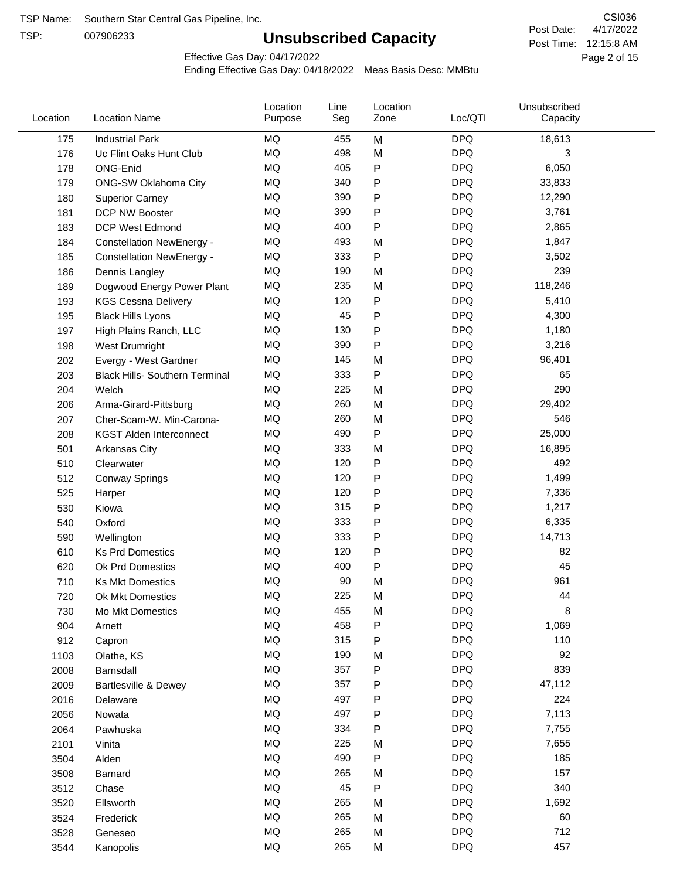TSP Name: Southern Star Central Gas Pipeline, Inc.

TSP: 007906233

# Unsubscribed Capacity

CSI036

Post Date: 4/17/2022

Post Time: 12:15:8 AM

Effective Gas Day: 04/17/2022

Ending Effective Gas Day: 04/18/2022 Meas Basis Desc: MMBtu

| Location | Location Name | Location Purpose | Line Seg | Location Zone | Loc/QTI | Unsubscribed Capacity |
|---|---|---|---|---|---|---|
| 175 | Industrial Park | MQ | 455 | M | DPQ | 18,613 |
| 176 | Uc Flint Oaks Hunt Club | MQ | 498 | M | DPQ | 3 |
| 178 | ONG-Enid | MQ | 405 | P | DPQ | 6,050 |
| 179 | ONG-SW Oklahoma City | MQ | 340 | P | DPQ | 33,833 |
| 180 | Superior Carney | MQ | 390 | P | DPQ | 12,290 |
| 181 | DCP NW Booster | MQ | 390 | P | DPQ | 3,761 |
| 183 | DCP West Edmond | MQ | 400 | P | DPQ | 2,865 |
| 184 | Constellation NewEnergy - | MQ | 493 | M | DPQ | 1,847 |
| 185 | Constellation NewEnergy - | MQ | 333 | P | DPQ | 3,502 |
| 186 | Dennis Langley | MQ | 190 | M | DPQ | 239 |
| 189 | Dogwood Energy Power Plant | MQ | 235 | M | DPQ | 118,246 |
| 193 | KGS Cessna Delivery | MQ | 120 | P | DPQ | 5,410 |
| 195 | Black Hills Lyons | MQ | 45 | P | DPQ | 4,300 |
| 197 | High Plains Ranch, LLC | MQ | 130 | P | DPQ | 1,180 |
| 198 | West Drumright | MQ | 390 | P | DPQ | 3,216 |
| 202 | Evergy - West Gardner | MQ | 145 | M | DPQ | 96,401 |
| 203 | Black Hills- Southern Terminal | MQ | 333 | P | DPQ | 65 |
| 204 | Welch | MQ | 225 | M | DPQ | 290 |
| 206 | Arma-Girard-Pittsburg | MQ | 260 | M | DPQ | 29,402 |
| 207 | Cher-Scam-W. Min-Carona- | MQ | 260 | M | DPQ | 546 |
| 208 | KGST Alden Interconnect | MQ | 490 | P | DPQ | 25,000 |
| 501 | Arkansas City | MQ | 333 | M | DPQ | 16,895 |
| 510 | Clearwater | MQ | 120 | P | DPQ | 492 |
| 512 | Conway Springs | MQ | 120 | P | DPQ | 1,499 |
| 525 | Harper | MQ | 120 | P | DPQ | 7,336 |
| 530 | Kiowa | MQ | 315 | P | DPQ | 1,217 |
| 540 | Oxford | MQ | 333 | P | DPQ | 6,335 |
| 590 | Wellington | MQ | 333 | P | DPQ | 14,713 |
| 610 | Ks Prd Domestics | MQ | 120 | P | DPQ | 82 |
| 620 | Ok Prd Domestics | MQ | 400 | P | DPQ | 45 |
| 710 | Ks Mkt Domestics | MQ | 90 | M | DPQ | 961 |
| 720 | Ok Mkt Domestics | MQ | 225 | M | DPQ | 44 |
| 730 | Mo Mkt Domestics | MQ | 455 | M | DPQ | 8 |
| 904 | Arnett | MQ | 458 | P | DPQ | 1,069 |
| 912 | Capron | MQ | 315 | P | DPQ | 110 |
| 1103 | Olathe, KS | MQ | 190 | M | DPQ | 92 |
| 2008 | Barnsdall | MQ | 357 | P | DPQ | 839 |
| 2009 | Bartlesville & Dewey | MQ | 357 | P | DPQ | 47,112 |
| 2016 | Delaware | MQ | 497 | P | DPQ | 224 |
| 2056 | Nowata | MQ | 497 | P | DPQ | 7,113 |
| 2064 | Pawhuska | MQ | 334 | P | DPQ | 7,755 |
| 2101 | Vinita | MQ | 225 | M | DPQ | 7,655 |
| 3504 | Alden | MQ | 490 | P | DPQ | 185 |
| 3508 | Barnard | MQ | 265 | M | DPQ | 157 |
| 3512 | Chase | MQ | 45 | P | DPQ | 340 |
| 3520 | Ellsworth | MQ | 265 | M | DPQ | 1,692 |
| 3524 | Frederick | MQ | 265 | M | DPQ | 60 |
| 3528 | Geneseo | MQ | 265 | M | DPQ | 712 |
| 3544 | Kanopolis | MQ | 265 | M | DPQ | 457 |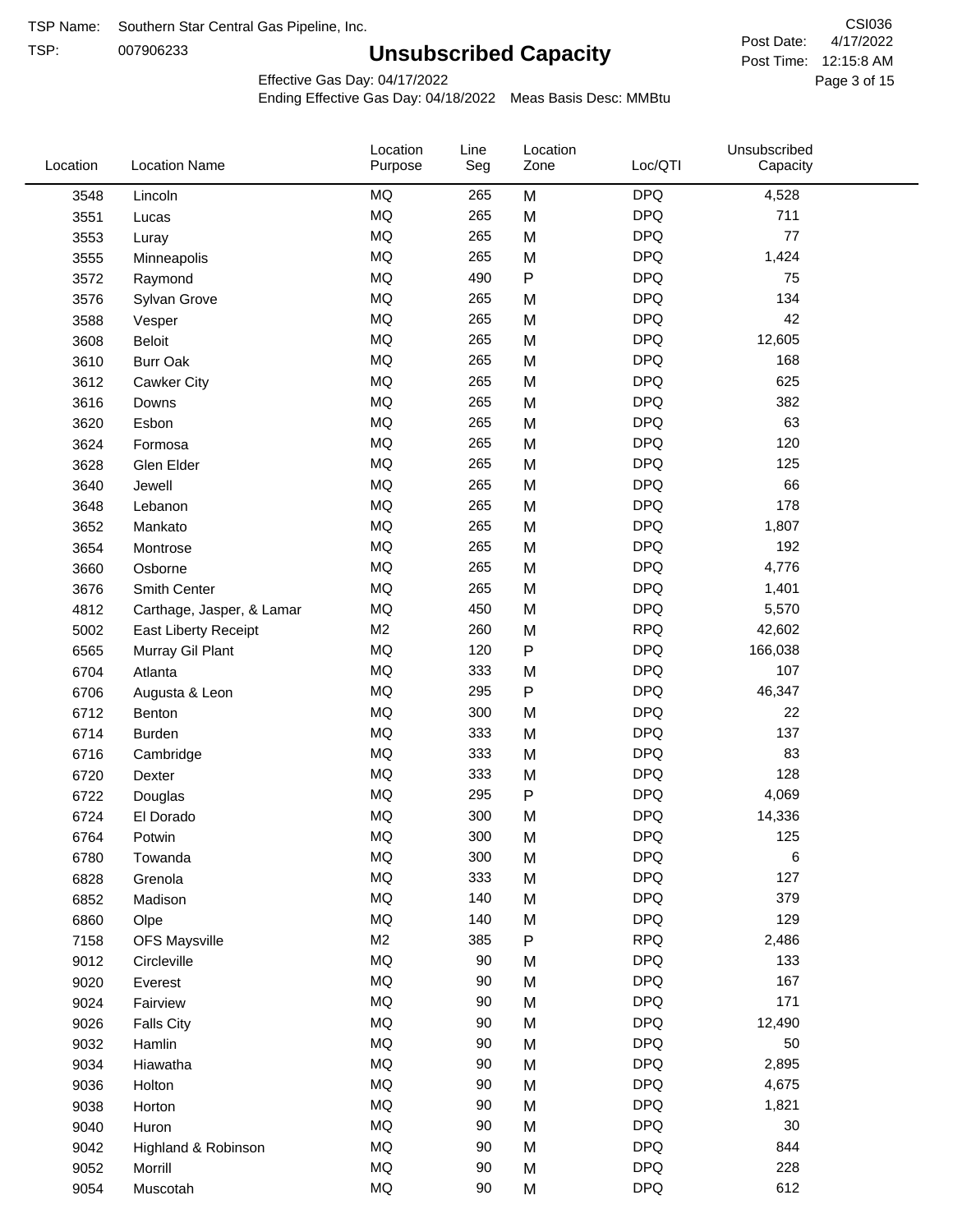TSP Name: Southern Star Central Gas Pipeline, Inc.

TSP: 007906233

# Unsubscribed Capacity

CSI036

Post Date: 4/17/2022

Post Time: 12:15:8 AM

Effective Gas Day: 04/17/2022

Ending Effective Gas Day: 04/18/2022 Meas Basis Desc: MMBtu

| Location | Location Name | Location Purpose | Line Seg | Location Zone | Loc/QTI | Unsubscribed Capacity |
|---|---|---|---|---|---|---|
| 3548 | Lincoln | MQ | 265 | M | DPQ | 4,528 |
| 3551 | Lucas | MQ | 265 | M | DPQ | 711 |
| 3553 | Luray | MQ | 265 | M | DPQ | 77 |
| 3555 | Minneapolis | MQ | 265 | M | DPQ | 1,424 |
| 3572 | Raymond | MQ | 490 | P | DPQ | 75 |
| 3576 | Sylvan Grove | MQ | 265 | M | DPQ | 134 |
| 3588 | Vesper | MQ | 265 | M | DPQ | 42 |
| 3608 | Beloit | MQ | 265 | M | DPQ | 12,605 |
| 3610 | Burr Oak | MQ | 265 | M | DPQ | 168 |
| 3612 | Cawker City | MQ | 265 | M | DPQ | 625 |
| 3616 | Downs | MQ | 265 | M | DPQ | 382 |
| 3620 | Esbon | MQ | 265 | M | DPQ | 63 |
| 3624 | Formosa | MQ | 265 | M | DPQ | 120 |
| 3628 | Glen Elder | MQ | 265 | M | DPQ | 125 |
| 3640 | Jewell | MQ | 265 | M | DPQ | 66 |
| 3648 | Lebanon | MQ | 265 | M | DPQ | 178 |
| 3652 | Mankato | MQ | 265 | M | DPQ | 1,807 |
| 3654 | Montrose | MQ | 265 | M | DPQ | 192 |
| 3660 | Osborne | MQ | 265 | M | DPQ | 4,776 |
| 3676 | Smith Center | MQ | 265 | M | DPQ | 1,401 |
| 4812 | Carthage, Jasper, & Lamar | MQ | 450 | M | DPQ | 5,570 |
| 5002 | East Liberty Receipt | M2 | 260 | M | RPQ | 42,602 |
| 6565 | Murray Gil Plant | MQ | 120 | P | DPQ | 166,038 |
| 6704 | Atlanta | MQ | 333 | M | DPQ | 107 |
| 6706 | Augusta & Leon | MQ | 295 | P | DPQ | 46,347 |
| 6712 | Benton | MQ | 300 | M | DPQ | 22 |
| 6714 | Burden | MQ | 333 | M | DPQ | 137 |
| 6716 | Cambridge | MQ | 333 | M | DPQ | 83 |
| 6720 | Dexter | MQ | 333 | M | DPQ | 128 |
| 6722 | Douglas | MQ | 295 | P | DPQ | 4,069 |
| 6724 | El Dorado | MQ | 300 | M | DPQ | 14,336 |
| 6764 | Potwin | MQ | 300 | M | DPQ | 125 |
| 6780 | Towanda | MQ | 300 | M | DPQ | 6 |
| 6828 | Grenola | MQ | 333 | M | DPQ | 127 |
| 6852 | Madison | MQ | 140 | M | DPQ | 379 |
| 6860 | Olpe | MQ | 140 | M | DPQ | 129 |
| 7158 | OFS Maysville | M2 | 385 | P | RPQ | 2,486 |
| 9012 | Circleville | MQ | 90 | M | DPQ | 133 |
| 9020 | Everest | MQ | 90 | M | DPQ | 167 |
| 9024 | Fairview | MQ | 90 | M | DPQ | 171 |
| 9026 | Falls City | MQ | 90 | M | DPQ | 12,490 |
| 9032 | Hamlin | MQ | 90 | M | DPQ | 50 |
| 9034 | Hiawatha | MQ | 90 | M | DPQ | 2,895 |
| 9036 | Holton | MQ | 90 | M | DPQ | 4,675 |
| 9038 | Horton | MQ | 90 | M | DPQ | 1,821 |
| 9040 | Huron | MQ | 90 | M | DPQ | 30 |
| 9042 | Highland & Robinson | MQ | 90 | M | DPQ | 844 |
| 9052 | Morrill | MQ | 90 | M | DPQ | 228 |
| 9054 | Muscotah | MQ | 90 | M | DPQ | 612 |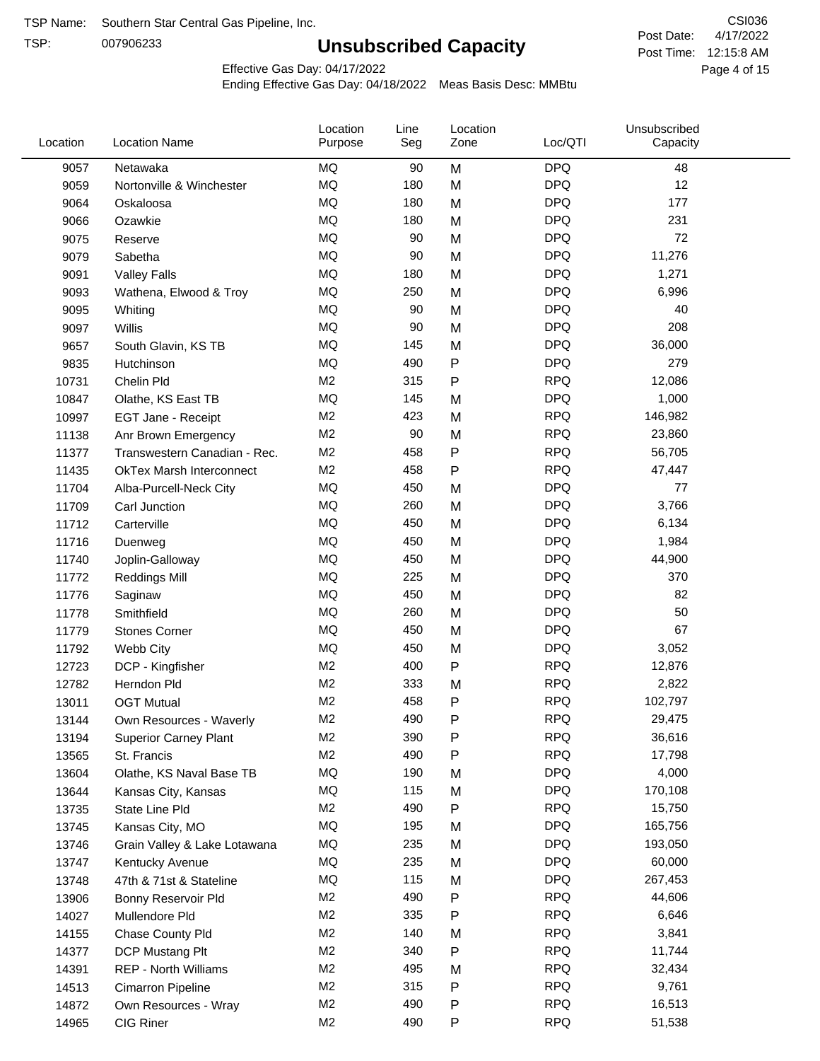TSP Name: Southern Star Central Gas Pipeline, Inc.

TSP: 007906233

# Unsubscribed Capacity

CSI036

Post Date: 4/17/2022

Post Time: 12:15:8 AM

Effective Gas Day: 04/17/2022

Ending Effective Gas Day: 04/18/2022 Meas Basis Desc: MMBtu

| Location | Location Name | Location Purpose | Line Seg | Location Zone | Loc/QTI | Unsubscribed Capacity |
|---|---|---|---|---|---|---|
| 9057 | Netawaka | MQ | 90 | M | DPQ | 48 |
| 9059 | Nortonville & Winchester | MQ | 180 | M | DPQ | 12 |
| 9064 | Oskaloosa | MQ | 180 | M | DPQ | 177 |
| 9066 | Ozawkie | MQ | 180 | M | DPQ | 231 |
| 9075 | Reserve | MQ | 90 | M | DPQ | 72 |
| 9079 | Sabetha | MQ | 90 | M | DPQ | 11,276 |
| 9091 | Valley Falls | MQ | 180 | M | DPQ | 1,271 |
| 9093 | Wathena, Elwood & Troy | MQ | 250 | M | DPQ | 6,996 |
| 9095 | Whiting | MQ | 90 | M | DPQ | 40 |
| 9097 | Willis | MQ | 90 | M | DPQ | 208 |
| 9657 | South Glavin, KS TB | MQ | 145 | M | DPQ | 36,000 |
| 9835 | Hutchinson | MQ | 490 | P | DPQ | 279 |
| 10731 | Chelin Pld | M2 | 315 | P | RPQ | 12,086 |
| 10847 | Olathe, KS East TB | MQ | 145 | M | DPQ | 1,000 |
| 10997 | EGT Jane - Receipt | M2 | 423 | M | RPQ | 146,982 |
| 11138 | Anr Brown Emergency | M2 | 90 | M | RPQ | 23,860 |
| 11377 | Transwestern Canadian - Rec. | M2 | 458 | P | RPQ | 56,705 |
| 11435 | OkTex Marsh Interconnect | M2 | 458 | P | RPQ | 47,447 |
| 11704 | Alba-Purcell-Neck City | MQ | 450 | M | DPQ | 77 |
| 11709 | Carl Junction | MQ | 260 | M | DPQ | 3,766 |
| 11712 | Carterville | MQ | 450 | M | DPQ | 6,134 |
| 11716 | Duenweg | MQ | 450 | M | DPQ | 1,984 |
| 11740 | Joplin-Galloway | MQ | 450 | M | DPQ | 44,900 |
| 11772 | Reddings Mill | MQ | 225 | M | DPQ | 370 |
| 11776 | Saginaw | MQ | 450 | M | DPQ | 82 |
| 11778 | Smithfield | MQ | 260 | M | DPQ | 50 |
| 11779 | Stones Corner | MQ | 450 | M | DPQ | 67 |
| 11792 | Webb City | MQ | 450 | M | DPQ | 3,052 |
| 12723 | DCP - Kingfisher | M2 | 400 | P | RPQ | 12,876 |
| 12782 | Herndon Pld | M2 | 333 | M | RPQ | 2,822 |
| 13011 | OGT Mutual | M2 | 458 | P | RPQ | 102,797 |
| 13144 | Own Resources - Waverly | M2 | 490 | P | RPQ | 29,475 |
| 13194 | Superior Carney Plant | M2 | 390 | P | RPQ | 36,616 |
| 13565 | St. Francis | M2 | 490 | P | RPQ | 17,798 |
| 13604 | Olathe, KS Naval Base TB | MQ | 190 | M | DPQ | 4,000 |
| 13644 | Kansas City, Kansas | MQ | 115 | M | DPQ | 170,108 |
| 13735 | State Line Pld | M2 | 490 | P | RPQ | 15,750 |
| 13745 | Kansas City, MO | MQ | 195 | M | DPQ | 165,756 |
| 13746 | Grain Valley & Lake Lotawana | MQ | 235 | M | DPQ | 193,050 |
| 13747 | Kentucky Avenue | MQ | 235 | M | DPQ | 60,000 |
| 13748 | 47th & 71st & Stateline | MQ | 115 | M | DPQ | 267,453 |
| 13906 | Bonny Reservoir Pld | M2 | 490 | P | RPQ | 44,606 |
| 14027 | Mullendore Pld | M2 | 335 | P | RPQ | 6,646 |
| 14155 | Chase County Pld | M2 | 140 | M | RPQ | 3,841 |
| 14377 | DCP Mustang Plt | M2 | 340 | P | RPQ | 11,744 |
| 14391 | REP - North Williams | M2 | 495 | M | RPQ | 32,434 |
| 14513 | Cimarron Pipeline | M2 | 315 | P | RPQ | 9,761 |
| 14872 | Own Resources - Wray | M2 | 490 | P | RPQ | 16,513 |
| 14965 | CIG Riner | M2 | 490 | P | RPQ | 51,538 |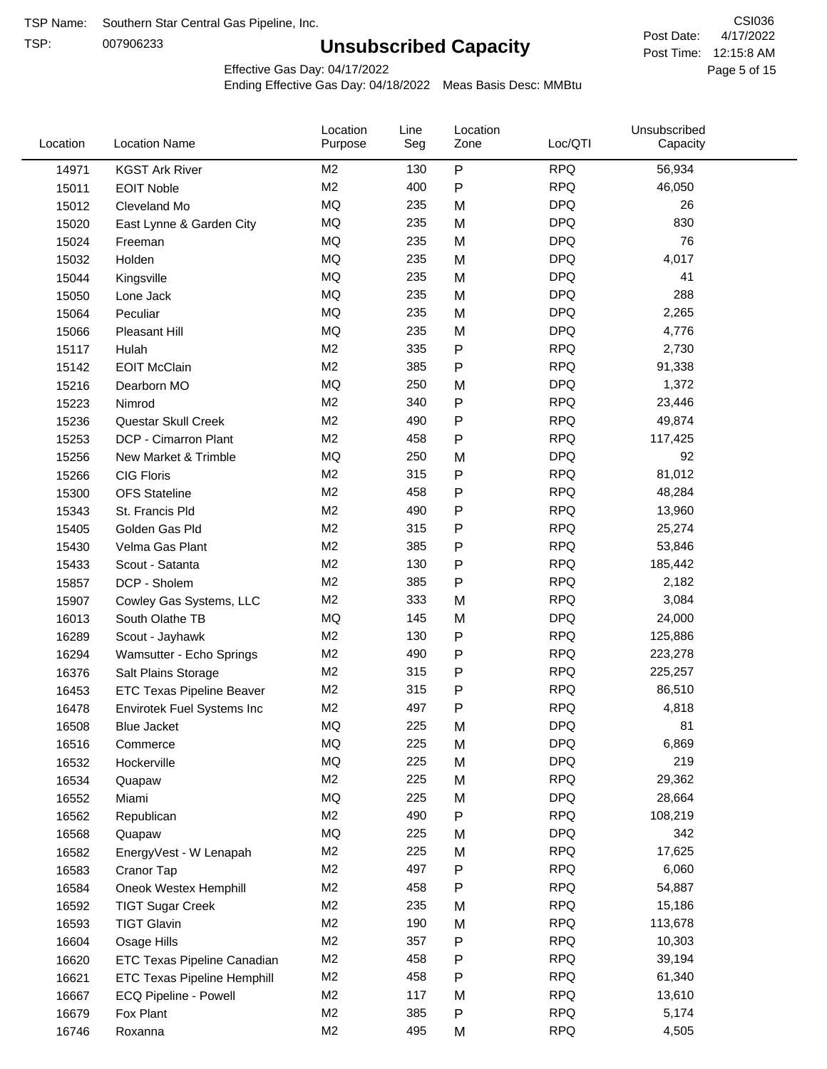TSP Name: Southern Star Central Gas Pipeline, Inc.
TSP: 007906233

# Unsubscribed Capacity

CSI036
Post Date: 4/17/2022
Post Time: 12:15:8 AM

Effective Gas Day: 04/17/2022
Ending Effective Gas Day: 04/18/2022 Meas Basis Desc: MMBtu

| Location | Location Name | Location Purpose | Line Seg | Location Zone | Loc/QTI | Unsubscribed Capacity |
|---|---|---|---|---|---|---|
| 14971 | KGST Ark River | M2 | 130 | P | RPQ | 56,934 |
| 15011 | EOIT Noble | M2 | 400 | P | RPQ | 46,050 |
| 15012 | Cleveland Mo | MQ | 235 | M | DPQ | 26 |
| 15020 | East Lynne & Garden City | MQ | 235 | M | DPQ | 830 |
| 15024 | Freeman | MQ | 235 | M | DPQ | 76 |
| 15032 | Holden | MQ | 235 | M | DPQ | 4,017 |
| 15044 | Kingsville | MQ | 235 | M | DPQ | 41 |
| 15050 | Lone Jack | MQ | 235 | M | DPQ | 288 |
| 15064 | Peculiar | MQ | 235 | M | DPQ | 2,265 |
| 15066 | Pleasant Hill | MQ | 235 | M | DPQ | 4,776 |
| 15117 | Hulah | M2 | 335 | P | RPQ | 2,730 |
| 15142 | EOIT McClain | M2 | 385 | P | RPQ | 91,338 |
| 15216 | Dearborn MO | MQ | 250 | M | DPQ | 1,372 |
| 15223 | Nimrod | M2 | 340 | P | RPQ | 23,446 |
| 15236 | Questar Skull Creek | M2 | 490 | P | RPQ | 49,874 |
| 15253 | DCP - Cimarron Plant | M2 | 458 | P | RPQ | 117,425 |
| 15256 | New Market & Trimble | MQ | 250 | M | DPQ | 92 |
| 15266 | CIG Floris | M2 | 315 | P | RPQ | 81,012 |
| 15300 | OFS Stateline | M2 | 458 | P | RPQ | 48,284 |
| 15343 | St. Francis Pld | M2 | 490 | P | RPQ | 13,960 |
| 15405 | Golden Gas Pld | M2 | 315 | P | RPQ | 25,274 |
| 15430 | Velma Gas Plant | M2 | 385 | P | RPQ | 53,846 |
| 15433 | Scout - Satanta | M2 | 130 | P | RPQ | 185,442 |
| 15857 | DCP - Sholem | M2 | 385 | P | RPQ | 2,182 |
| 15907 | Cowley Gas Systems, LLC | M2 | 333 | M | RPQ | 3,084 |
| 16013 | South Olathe TB | MQ | 145 | M | DPQ | 24,000 |
| 16289 | Scout - Jayhawk | M2 | 130 | P | RPQ | 125,886 |
| 16294 | Wamsutter - Echo Springs | M2 | 490 | P | RPQ | 223,278 |
| 16376 | Salt Plains Storage | M2 | 315 | P | RPQ | 225,257 |
| 16453 | ETC Texas Pipeline Beaver | M2 | 315 | P | RPQ | 86,510 |
| 16478 | Envirotek Fuel Systems Inc | M2 | 497 | P | RPQ | 4,818 |
| 16508 | Blue Jacket | MQ | 225 | M | DPQ | 81 |
| 16516 | Commerce | MQ | 225 | M | DPQ | 6,869 |
| 16532 | Hockerville | MQ | 225 | M | DPQ | 219 |
| 16534 | Quapaw | M2 | 225 | M | RPQ | 29,362 |
| 16552 | Miami | MQ | 225 | M | DPQ | 28,664 |
| 16562 | Republican | M2 | 490 | P | RPQ | 108,219 |
| 16568 | Quapaw | MQ | 225 | M | DPQ | 342 |
| 16582 | EnergyVest - W Lenapah | M2 | 225 | M | RPQ | 17,625 |
| 16583 | Cranor Tap | M2 | 497 | P | RPQ | 6,060 |
| 16584 | Oneok Westex Hemphill | M2 | 458 | P | RPQ | 54,887 |
| 16592 | TIGT Sugar Creek | M2 | 235 | M | RPQ | 15,186 |
| 16593 | TIGT Glavin | M2 | 190 | M | RPQ | 113,678 |
| 16604 | Osage Hills | M2 | 357 | P | RPQ | 10,303 |
| 16620 | ETC Texas Pipeline Canadian | M2 | 458 | P | RPQ | 39,194 |
| 16621 | ETC Texas Pipeline Hemphill | M2 | 458 | P | RPQ | 61,340 |
| 16667 | ECQ Pipeline - Powell | M2 | 117 | M | RPQ | 13,610 |
| 16679 | Fox Plant | M2 | 385 | P | RPQ | 5,174 |
| 16746 | Roxanna | M2 | 495 | M | RPQ | 4,505 |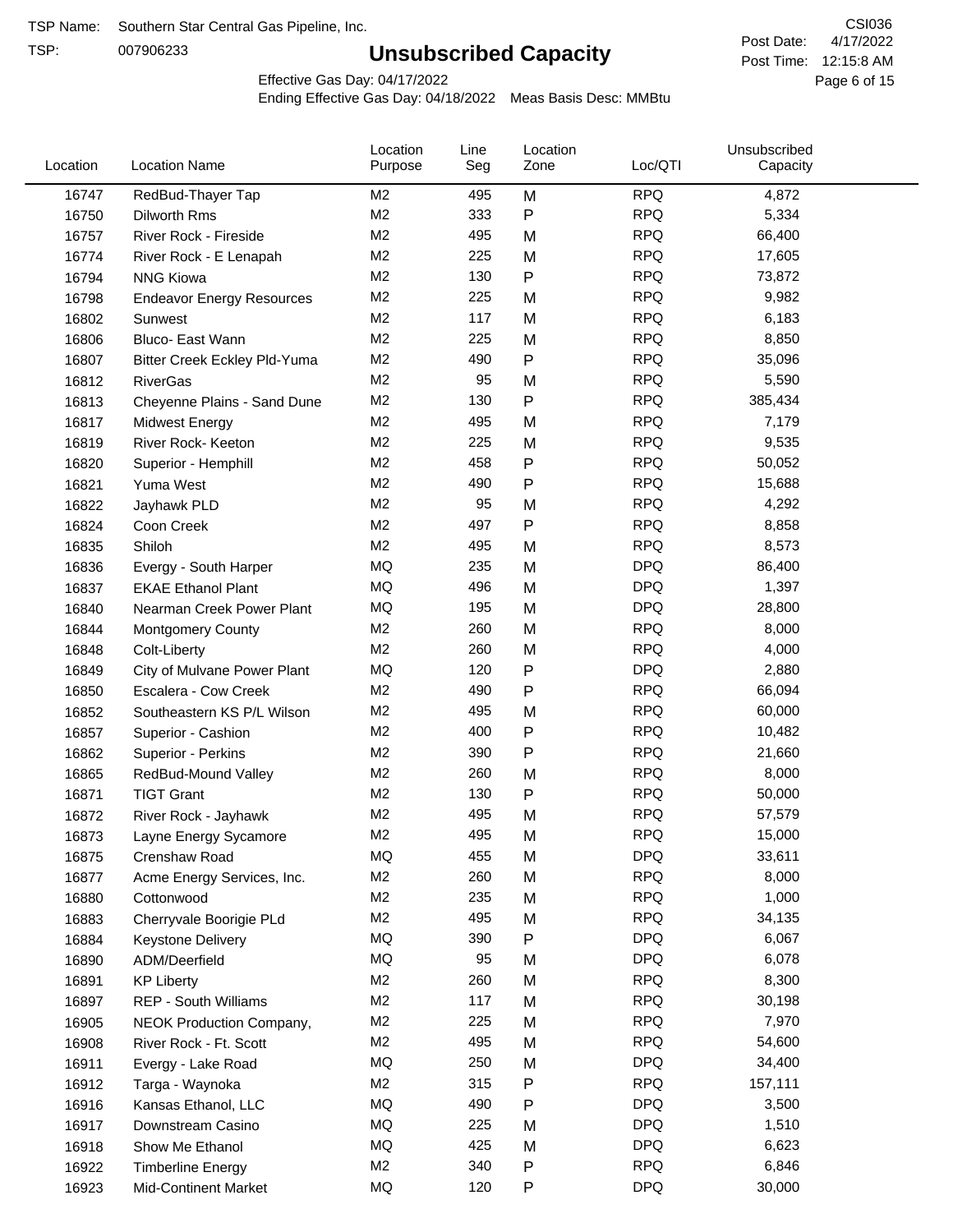TSP Name: Southern Star Central Gas Pipeline, Inc.

TSP: 007906233

# Unsubscribed Capacity

CSI036

Post Date: 4/17/2022

Post Time: 12:15:8 AM

Effective Gas Day: 04/17/2022

Ending Effective Gas Day: 04/18/2022 Meas Basis Desc: MMBtu

| Location | Location Name | Location Purpose | Line Seg | Location Zone | Loc/QTI | Unsubscribed Capacity |
|---|---|---|---|---|---|---|
| 16747 | RedBud-Thayer Tap | M2 | 495 | M | RPQ | 4,872 |
| 16750 | Dilworth Rms | M2 | 333 | P | RPQ | 5,334 |
| 16757 | River Rock - Fireside | M2 | 495 | M | RPQ | 66,400 |
| 16774 | River Rock - E Lenapah | M2 | 225 | M | RPQ | 17,605 |
| 16794 | NNG Kiowa | M2 | 130 | P | RPQ | 73,872 |
| 16798 | Endeavor Energy Resources | M2 | 225 | M | RPQ | 9,982 |
| 16802 | Sunwest | M2 | 117 | M | RPQ | 6,183 |
| 16806 | Bluco- East Wann | M2 | 225 | M | RPQ | 8,850 |
| 16807 | Bitter Creek Eckley Pld-Yuma | M2 | 490 | P | RPQ | 35,096 |
| 16812 | RiverGas | M2 | 95 | M | RPQ | 5,590 |
| 16813 | Cheyenne Plains - Sand Dune | M2 | 130 | P | RPQ | 385,434 |
| 16817 | Midwest Energy | M2 | 495 | M | RPQ | 7,179 |
| 16819 | River Rock- Keeton | M2 | 225 | M | RPQ | 9,535 |
| 16820 | Superior - Hemphill | M2 | 458 | P | RPQ | 50,052 |
| 16821 | Yuma West | M2 | 490 | P | RPQ | 15,688 |
| 16822 | Jayhawk PLD | M2 | 95 | M | RPQ | 4,292 |
| 16824 | Coon Creek | M2 | 497 | P | RPQ | 8,858 |
| 16835 | Shiloh | M2 | 495 | M | RPQ | 8,573 |
| 16836 | Evergy - South Harper | MQ | 235 | M | DPQ | 86,400 |
| 16837 | EKAE Ethanol Plant | MQ | 496 | M | DPQ | 1,397 |
| 16840 | Nearman Creek Power Plant | MQ | 195 | M | DPQ | 28,800 |
| 16844 | Montgomery County | M2 | 260 | M | RPQ | 8,000 |
| 16848 | Colt-Liberty | M2 | 260 | M | RPQ | 4,000 |
| 16849 | City of Mulvane Power Plant | MQ | 120 | P | DPQ | 2,880 |
| 16850 | Escalera - Cow Creek | M2 | 490 | P | RPQ | 66,094 |
| 16852 | Southeastern KS P/L Wilson | M2 | 495 | M | RPQ | 60,000 |
| 16857 | Superior - Cashion | M2 | 400 | P | RPQ | 10,482 |
| 16862 | Superior - Perkins | M2 | 390 | P | RPQ | 21,660 |
| 16865 | RedBud-Mound Valley | M2 | 260 | M | RPQ | 8,000 |
| 16871 | TIGT Grant | M2 | 130 | P | RPQ | 50,000 |
| 16872 | River Rock - Jayhawk | M2 | 495 | M | RPQ | 57,579 |
| 16873 | Layne Energy Sycamore | M2 | 495 | M | RPQ | 15,000 |
| 16875 | Crenshaw Road | MQ | 455 | M | DPQ | 33,611 |
| 16877 | Acme Energy Services, Inc. | M2 | 260 | M | RPQ | 8,000 |
| 16880 | Cottonwood | M2 | 235 | M | RPQ | 1,000 |
| 16883 | Cherryvale Boorigie PLd | M2 | 495 | M | RPQ | 34,135 |
| 16884 | Keystone Delivery | MQ | 390 | P | DPQ | 6,067 |
| 16890 | ADM/Deerfield | MQ | 95 | M | DPQ | 6,078 |
| 16891 | KP Liberty | M2 | 260 | M | RPQ | 8,300 |
| 16897 | REP - South Williams | M2 | 117 | M | RPQ | 30,198 |
| 16905 | NEOK Production Company, | M2 | 225 | M | RPQ | 7,970 |
| 16908 | River Rock - Ft. Scott | M2 | 495 | M | RPQ | 54,600 |
| 16911 | Evergy - Lake Road | MQ | 250 | M | DPQ | 34,400 |
| 16912 | Targa - Waynoka | M2 | 315 | P | RPQ | 157,111 |
| 16916 | Kansas Ethanol, LLC | MQ | 490 | P | DPQ | 3,500 |
| 16917 | Downstream Casino | MQ | 225 | M | DPQ | 1,510 |
| 16918 | Show Me Ethanol | MQ | 425 | M | DPQ | 6,623 |
| 16922 | Timberline Energy | M2 | 340 | P | RPQ | 6,846 |
| 16923 | Mid-Continent Market | MQ | 120 | P | DPQ | 30,000 |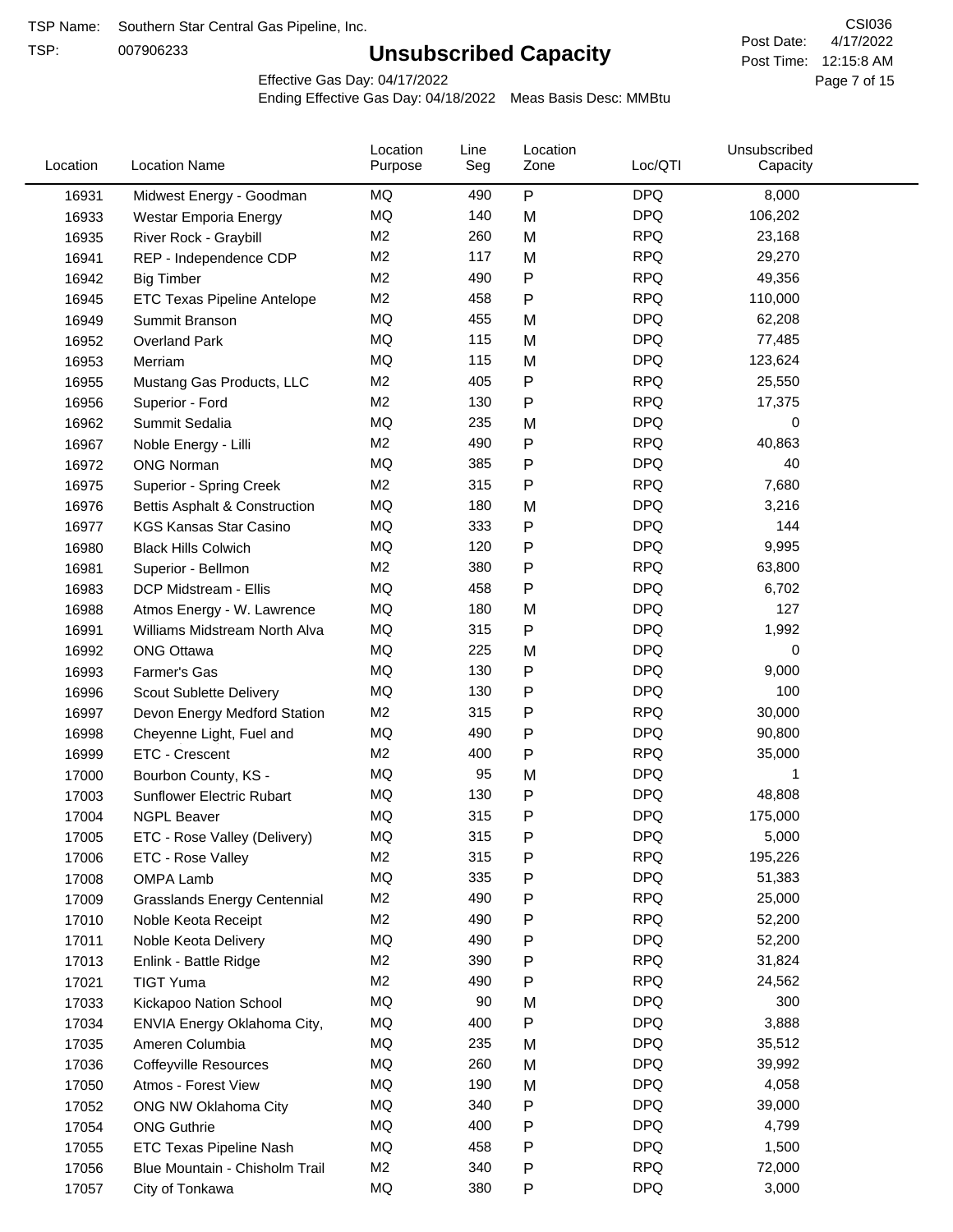TSP Name: Southern Star Central Gas Pipeline, Inc.
TSP: 007906233

# Unsubscribed Capacity

CSI036
Post Date: 4/17/2022
Post Time: 12:15:8 AM

Effective Gas Day: 04/17/2022
Ending Effective Gas Day: 04/18/2022 Meas Basis Desc: MMBtu

| Location | Location Name | Location Purpose | Line Seg | Location Zone | Loc/QTI | Unsubscribed Capacity |
|---|---|---|---|---|---|---|
| 16931 | Midwest Energy - Goodman | MQ | 490 | P | DPQ | 8,000 |
| 16933 | Westar Emporia Energy | MQ | 140 | M | DPQ | 106,202 |
| 16935 | River Rock - Graybill | M2 | 260 | M | RPQ | 23,168 |
| 16941 | REP - Independence CDP | M2 | 117 | M | RPQ | 29,270 |
| 16942 | Big Timber | M2 | 490 | P | RPQ | 49,356 |
| 16945 | ETC Texas Pipeline Antelope | M2 | 458 | P | RPQ | 110,000 |
| 16949 | Summit Branson | MQ | 455 | M | DPQ | 62,208 |
| 16952 | Overland Park | MQ | 115 | M | DPQ | 77,485 |
| 16953 | Merriam | MQ | 115 | M | DPQ | 123,624 |
| 16955 | Mustang Gas Products, LLC | M2 | 405 | P | RPQ | 25,550 |
| 16956 | Superior - Ford | M2 | 130 | P | RPQ | 17,375 |
| 16962 | Summit Sedalia | MQ | 235 | M | DPQ | 0 |
| 16967 | Noble Energy - Lilli | M2 | 490 | P | RPQ | 40,863 |
| 16972 | ONG Norman | MQ | 385 | P | DPQ | 40 |
| 16975 | Superior - Spring Creek | M2 | 315 | P | RPQ | 7,680 |
| 16976 | Bettis Asphalt & Construction | MQ | 180 | M | DPQ | 3,216 |
| 16977 | KGS Kansas Star Casino | MQ | 333 | P | DPQ | 144 |
| 16980 | Black Hills Colwich | MQ | 120 | P | DPQ | 9,995 |
| 16981 | Superior - Bellmon | M2 | 380 | P | RPQ | 63,800 |
| 16983 | DCP Midstream - Ellis | MQ | 458 | P | DPQ | 6,702 |
| 16988 | Atmos Energy - W. Lawrence | MQ | 180 | M | DPQ | 127 |
| 16991 | Williams Midstream North Alva | MQ | 315 | P | DPQ | 1,992 |
| 16992 | ONG Ottawa | MQ | 225 | M | DPQ | 0 |
| 16993 | Farmer's Gas | MQ | 130 | P | DPQ | 9,000 |
| 16996 | Scout Sublette Delivery | MQ | 130 | P | DPQ | 100 |
| 16997 | Devon Energy Medford Station | M2 | 315 | P | RPQ | 30,000 |
| 16998 | Cheyenne Light, Fuel and | MQ | 490 | P | DPQ | 90,800 |
| 16999 | ETC - Crescent | M2 | 400 | P | RPQ | 35,000 |
| 17000 | Bourbon County, KS - | MQ | 95 | M | DPQ | 1 |
| 17003 | Sunflower Electric Rubart | MQ | 130 | P | DPQ | 48,808 |
| 17004 | NGPL Beaver | MQ | 315 | P | DPQ | 175,000 |
| 17005 | ETC - Rose Valley (Delivery) | MQ | 315 | P | DPQ | 5,000 |
| 17006 | ETC - Rose Valley | M2 | 315 | P | RPQ | 195,226 |
| 17008 | OMPA Lamb | MQ | 335 | P | DPQ | 51,383 |
| 17009 | Grasslands Energy Centennial | M2 | 490 | P | RPQ | 25,000 |
| 17010 | Noble Keota Receipt | M2 | 490 | P | RPQ | 52,200 |
| 17011 | Noble Keota Delivery | MQ | 490 | P | DPQ | 52,200 |
| 17013 | Enlink - Battle Ridge | M2 | 390 | P | RPQ | 31,824 |
| 17021 | TIGT Yuma | M2 | 490 | P | RPQ | 24,562 |
| 17033 | Kickapoo Nation School | MQ | 90 | M | DPQ | 300 |
| 17034 | ENVIA Energy Oklahoma City, | MQ | 400 | P | DPQ | 3,888 |
| 17035 | Ameren Columbia | MQ | 235 | M | DPQ | 35,512 |
| 17036 | Coffeyville Resources | MQ | 260 | M | DPQ | 39,992 |
| 17050 | Atmos - Forest View | MQ | 190 | M | DPQ | 4,058 |
| 17052 | ONG NW Oklahoma City | MQ | 340 | P | DPQ | 39,000 |
| 17054 | ONG Guthrie | MQ | 400 | P | DPQ | 4,799 |
| 17055 | ETC Texas Pipeline Nash | MQ | 458 | P | DPQ | 1,500 |
| 17056 | Blue Mountain - Chisholm Trail | M2 | 340 | P | RPQ | 72,000 |
| 17057 | City of Tonkawa | MQ | 380 | P | DPQ | 3,000 |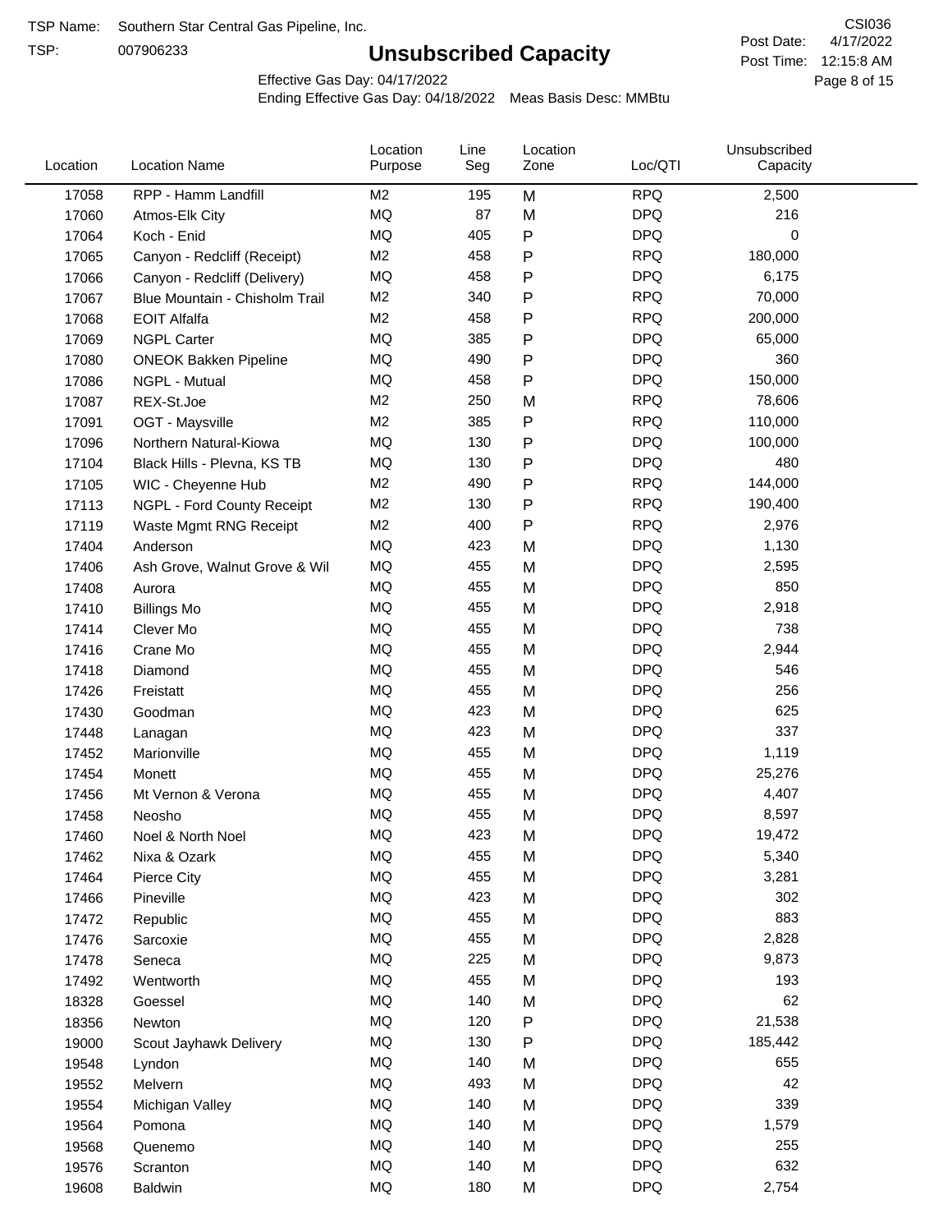TSP Name: Southern Star Central Gas Pipeline, Inc.
TSP: 007906233

# Unsubscribed Capacity

CSI036
Post Date: 4/17/2022
Post Time: 12:15:8 AM

Effective Gas Day: 04/17/2022
Ending Effective Gas Day: 04/18/2022 Meas Basis Desc: MMBtu

| Location | Location Name | Location Purpose | Line Seg | Location Zone | Loc/QTI | Unsubscribed Capacity |
|---|---|---|---|---|---|---|
| 17058 | RPP - Hamm Landfill | M2 | 195 | M | RPQ | 2,500 |
| 17060 | Atmos-Elk City | MQ | 87 | M | DPQ | 216 |
| 17064 | Koch - Enid | MQ | 405 | P | DPQ | 0 |
| 17065 | Canyon - Redcliff (Receipt) | M2 | 458 | P | RPQ | 180,000 |
| 17066 | Canyon - Redcliff (Delivery) | MQ | 458 | P | DPQ | 6,175 |
| 17067 | Blue Mountain - Chisholm Trail | M2 | 340 | P | RPQ | 70,000 |
| 17068 | EOIT Alfalfa | M2 | 458 | P | RPQ | 200,000 |
| 17069 | NGPL Carter | MQ | 385 | P | DPQ | 65,000 |
| 17080 | ONEOK Bakken Pipeline | MQ | 490 | P | DPQ | 360 |
| 17086 | NGPL - Mutual | MQ | 458 | P | DPQ | 150,000 |
| 17087 | REX-St.Joe | M2 | 250 | M | RPQ | 78,606 |
| 17091 | OGT - Maysville | M2 | 385 | P | RPQ | 110,000 |
| 17096 | Northern Natural-Kiowa | MQ | 130 | P | DPQ | 100,000 |
| 17104 | Black Hills - Plevna, KS TB | MQ | 130 | P | DPQ | 480 |
| 17105 | WIC - Cheyenne Hub | M2 | 490 | P | RPQ | 144,000 |
| 17113 | NGPL - Ford County Receipt | M2 | 130 | P | RPQ | 190,400 |
| 17119 | Waste Mgmt RNG Receipt | M2 | 400 | P | RPQ | 2,976 |
| 17404 | Anderson | MQ | 423 | M | DPQ | 1,130 |
| 17406 | Ash Grove, Walnut Grove & Wil | MQ | 455 | M | DPQ | 2,595 |
| 17408 | Aurora | MQ | 455 | M | DPQ | 850 |
| 17410 | Billings Mo | MQ | 455 | M | DPQ | 2,918 |
| 17414 | Clever Mo | MQ | 455 | M | DPQ | 738 |
| 17416 | Crane Mo | MQ | 455 | M | DPQ | 2,944 |
| 17418 | Diamond | MQ | 455 | M | DPQ | 546 |
| 17426 | Freistatt | MQ | 455 | M | DPQ | 256 |
| 17430 | Goodman | MQ | 423 | M | DPQ | 625 |
| 17448 | Lanagan | MQ | 423 | M | DPQ | 337 |
| 17452 | Marionville | MQ | 455 | M | DPQ | 1,119 |
| 17454 | Monett | MQ | 455 | M | DPQ | 25,276 |
| 17456 | Mt Vernon & Verona | MQ | 455 | M | DPQ | 4,407 |
| 17458 | Neosho | MQ | 455 | M | DPQ | 8,597 |
| 17460 | Noel & North Noel | MQ | 423 | M | DPQ | 19,472 |
| 17462 | Nixa & Ozark | MQ | 455 | M | DPQ | 5,340 |
| 17464 | Pierce City | MQ | 455 | M | DPQ | 3,281 |
| 17466 | Pineville | MQ | 423 | M | DPQ | 302 |
| 17472 | Republic | MQ | 455 | M | DPQ | 883 |
| 17476 | Sarcoxie | MQ | 455 | M | DPQ | 2,828 |
| 17478 | Seneca | MQ | 225 | M | DPQ | 9,873 |
| 17492 | Wentworth | MQ | 455 | M | DPQ | 193 |
| 18328 | Goessel | MQ | 140 | M | DPQ | 62 |
| 18356 | Newton | MQ | 120 | P | DPQ | 21,538 |
| 19000 | Scout Jayhawk Delivery | MQ | 130 | P | DPQ | 185,442 |
| 19548 | Lyndon | MQ | 140 | M | DPQ | 655 |
| 19552 | Melvern | MQ | 493 | M | DPQ | 42 |
| 19554 | Michigan Valley | MQ | 140 | M | DPQ | 339 |
| 19564 | Pomona | MQ | 140 | M | DPQ | 1,579 |
| 19568 | Quenemo | MQ | 140 | M | DPQ | 255 |
| 19576 | Scranton | MQ | 140 | M | DPQ | 632 |
| 19608 | Baldwin | MQ | 180 | M | DPQ | 2,754 |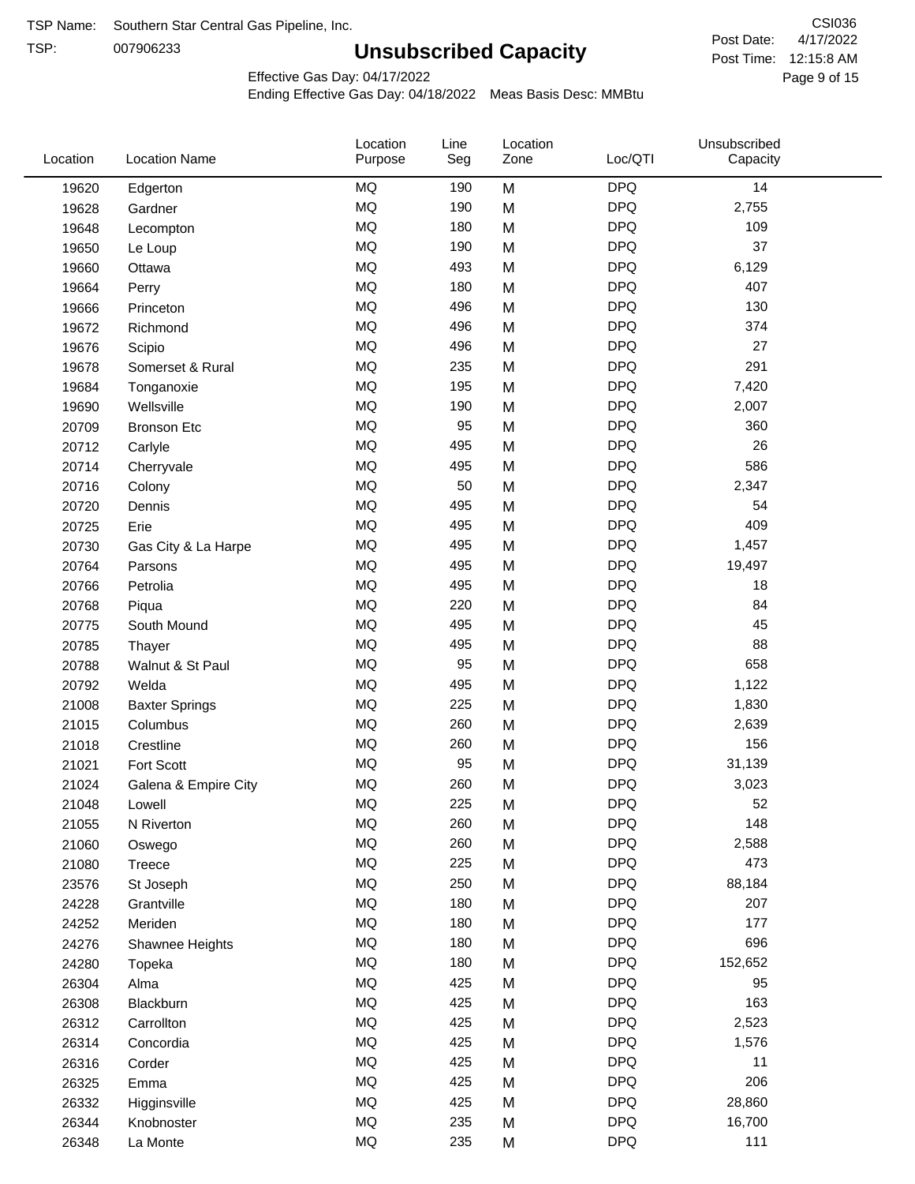TSP Name: Southern Star Central Gas Pipeline, Inc.

TSP: 007906233

# Unsubscribed Capacity

CSI036

Post Date: 4/17/2022

Post Time: 12:15:8 AM

Effective Gas Day: 04/17/2022

Ending Effective Gas Day: 04/18/2022 Meas Basis Desc: MMBtu

| Location | Location Name | Location Purpose | Line Seg | Location Zone | Loc/QTI | Unsubscribed Capacity |
|---|---|---|---|---|---|---|
| 19620 | Edgerton | MQ | 190 | M | DPQ | 14 |
| 19628 | Gardner | MQ | 190 | M | DPQ | 2,755 |
| 19648 | Lecompton | MQ | 180 | M | DPQ | 109 |
| 19650 | Le Loup | MQ | 190 | M | DPQ | 37 |
| 19660 | Ottawa | MQ | 493 | M | DPQ | 6,129 |
| 19664 | Perry | MQ | 180 | M | DPQ | 407 |
| 19666 | Princeton | MQ | 496 | M | DPQ | 130 |
| 19672 | Richmond | MQ | 496 | M | DPQ | 374 |
| 19676 | Scipio | MQ | 496 | M | DPQ | 27 |
| 19678 | Somerset & Rural | MQ | 235 | M | DPQ | 291 |
| 19684 | Tonganoxie | MQ | 195 | M | DPQ | 7,420 |
| 19690 | Wellsville | MQ | 190 | M | DPQ | 2,007 |
| 20709 | Bronson Etc | MQ | 95 | M | DPQ | 360 |
| 20712 | Carlyle | MQ | 495 | M | DPQ | 26 |
| 20714 | Cherryvale | MQ | 495 | M | DPQ | 586 |
| 20716 | Colony | MQ | 50 | M | DPQ | 2,347 |
| 20720 | Dennis | MQ | 495 | M | DPQ | 54 |
| 20725 | Erie | MQ | 495 | M | DPQ | 409 |
| 20730 | Gas City & La Harpe | MQ | 495 | M | DPQ | 1,457 |
| 20764 | Parsons | MQ | 495 | M | DPQ | 19,497 |
| 20766 | Petrolia | MQ | 495 | M | DPQ | 18 |
| 20768 | Piqua | MQ | 220 | M | DPQ | 84 |
| 20775 | South Mound | MQ | 495 | M | DPQ | 45 |
| 20785 | Thayer | MQ | 495 | M | DPQ | 88 |
| 20788 | Walnut & St Paul | MQ | 95 | M | DPQ | 658 |
| 20792 | Welda | MQ | 495 | M | DPQ | 1,122 |
| 21008 | Baxter Springs | MQ | 225 | M | DPQ | 1,830 |
| 21015 | Columbus | MQ | 260 | M | DPQ | 2,639 |
| 21018 | Crestline | MQ | 260 | M | DPQ | 156 |
| 21021 | Fort Scott | MQ | 95 | M | DPQ | 31,139 |
| 21024 | Galena & Empire City | MQ | 260 | M | DPQ | 3,023 |
| 21048 | Lowell | MQ | 225 | M | DPQ | 52 |
| 21055 | N Riverton | MQ | 260 | M | DPQ | 148 |
| 21060 | Oswego | MQ | 260 | M | DPQ | 2,588 |
| 21080 | Treece | MQ | 225 | M | DPQ | 473 |
| 23576 | St Joseph | MQ | 250 | M | DPQ | 88,184 |
| 24228 | Grantville | MQ | 180 | M | DPQ | 207 |
| 24252 | Meriden | MQ | 180 | M | DPQ | 177 |
| 24276 | Shawnee Heights | MQ | 180 | M | DPQ | 696 |
| 24280 | Topeka | MQ | 180 | M | DPQ | 152,652 |
| 26304 | Alma | MQ | 425 | M | DPQ | 95 |
| 26308 | Blackburn | MQ | 425 | M | DPQ | 163 |
| 26312 | Carrollton | MQ | 425 | M | DPQ | 2,523 |
| 26314 | Concordia | MQ | 425 | M | DPQ | 1,576 |
| 26316 | Corder | MQ | 425 | M | DPQ | 11 |
| 26325 | Emma | MQ | 425 | M | DPQ | 206 |
| 26332 | Higginsville | MQ | 425 | M | DPQ | 28,860 |
| 26344 | Knobnoster | MQ | 235 | M | DPQ | 16,700 |
| 26348 | La Monte | MQ | 235 | M | DPQ | 111 |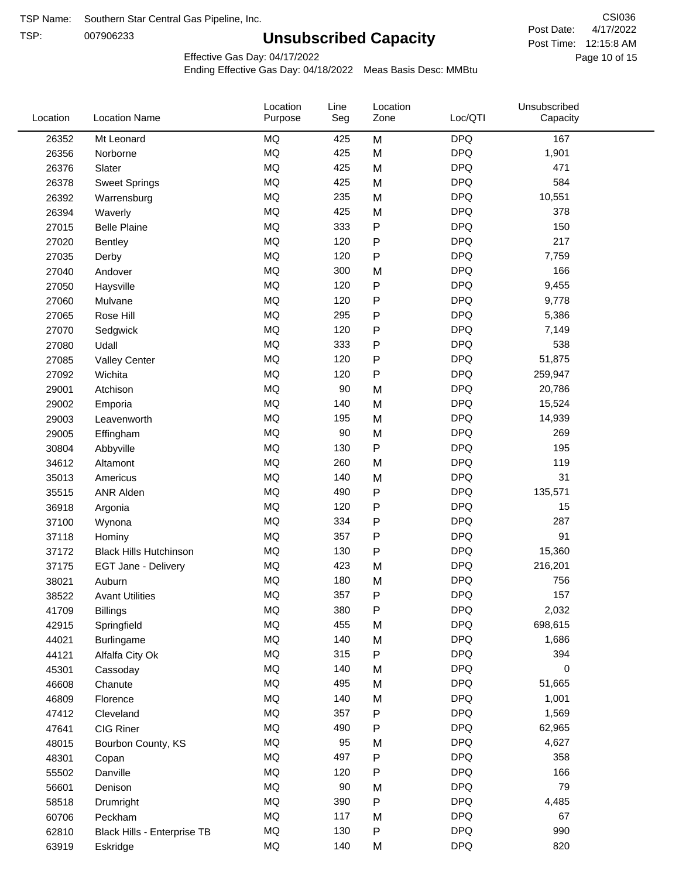TSP Name: Southern Star Central Gas Pipeline, Inc.

TSP: 007906233

# Unsubscribed Capacity

CSI036

Post Date: 4/17/2022

Post Time: 12:15:8 AM

Effective Gas Day: 04/17/2022

Ending Effective Gas Day: 04/18/2022 Meas Basis Desc: MMBtu

| Location | Location Name | Location Purpose | Line Seg | Location Zone | Loc/QTI | Unsubscribed Capacity |
|---|---|---|---|---|---|---|
| 26352 | Mt Leonard | MQ | 425 | M | DPQ | 167 |
| 26356 | Norborne | MQ | 425 | M | DPQ | 1,901 |
| 26376 | Slater | MQ | 425 | M | DPQ | 471 |
| 26378 | Sweet Springs | MQ | 425 | M | DPQ | 584 |
| 26392 | Warrensburg | MQ | 235 | M | DPQ | 10,551 |
| 26394 | Waverly | MQ | 425 | M | DPQ | 378 |
| 27015 | Belle Plaine | MQ | 333 | P | DPQ | 150 |
| 27020 | Bentley | MQ | 120 | P | DPQ | 217 |
| 27035 | Derby | MQ | 120 | P | DPQ | 7,759 |
| 27040 | Andover | MQ | 300 | M | DPQ | 166 |
| 27050 | Haysville | MQ | 120 | P | DPQ | 9,455 |
| 27060 | Mulvane | MQ | 120 | P | DPQ | 9,778 |
| 27065 | Rose Hill | MQ | 295 | P | DPQ | 5,386 |
| 27070 | Sedgwick | MQ | 120 | P | DPQ | 7,149 |
| 27080 | Udall | MQ | 333 | P | DPQ | 538 |
| 27085 | Valley Center | MQ | 120 | P | DPQ | 51,875 |
| 27092 | Wichita | MQ | 120 | P | DPQ | 259,947 |
| 29001 | Atchison | MQ | 90 | M | DPQ | 20,786 |
| 29002 | Emporia | MQ | 140 | M | DPQ | 15,524 |
| 29003 | Leavenworth | MQ | 195 | M | DPQ | 14,939 |
| 29005 | Effingham | MQ | 90 | M | DPQ | 269 |
| 30804 | Abbyville | MQ | 130 | P | DPQ | 195 |
| 34612 | Altamont | MQ | 260 | M | DPQ | 119 |
| 35013 | Americus | MQ | 140 | M | DPQ | 31 |
| 35515 | ANR Alden | MQ | 490 | P | DPQ | 135,571 |
| 36918 | Argonia | MQ | 120 | P | DPQ | 15 |
| 37100 | Wynona | MQ | 334 | P | DPQ | 287 |
| 37118 | Hominy | MQ | 357 | P | DPQ | 91 |
| 37172 | Black Hills Hutchinson | MQ | 130 | P | DPQ | 15,360 |
| 37175 | EGT Jane - Delivery | MQ | 423 | M | DPQ | 216,201 |
| 38021 | Auburn | MQ | 180 | M | DPQ | 756 |
| 38522 | Avant Utilities | MQ | 357 | P | DPQ | 157 |
| 41709 | Billings | MQ | 380 | P | DPQ | 2,032 |
| 42915 | Springfield | MQ | 455 | M | DPQ | 698,615 |
| 44021 | Burlingame | MQ | 140 | M | DPQ | 1,686 |
| 44121 | Alfalfa City Ok | MQ | 315 | P | DPQ | 394 |
| 45301 | Cassoday | MQ | 140 | M | DPQ | 0 |
| 46608 | Chanute | MQ | 495 | M | DPQ | 51,665 |
| 46809 | Florence | MQ | 140 | M | DPQ | 1,001 |
| 47412 | Cleveland | MQ | 357 | P | DPQ | 1,569 |
| 47641 | CIG Riner | MQ | 490 | P | DPQ | 62,965 |
| 48015 | Bourbon County, KS | MQ | 95 | M | DPQ | 4,627 |
| 48301 | Copan | MQ | 497 | P | DPQ | 358 |
| 55502 | Danville | MQ | 120 | P | DPQ | 166 |
| 56601 | Denison | MQ | 90 | M | DPQ | 79 |
| 58518 | Drumright | MQ | 390 | P | DPQ | 4,485 |
| 60706 | Peckham | MQ | 117 | M | DPQ | 67 |
| 62810 | Black Hills - Enterprise TB | MQ | 130 | P | DPQ | 990 |
| 63919 | Eskridge | MQ | 140 | M | DPQ | 820 |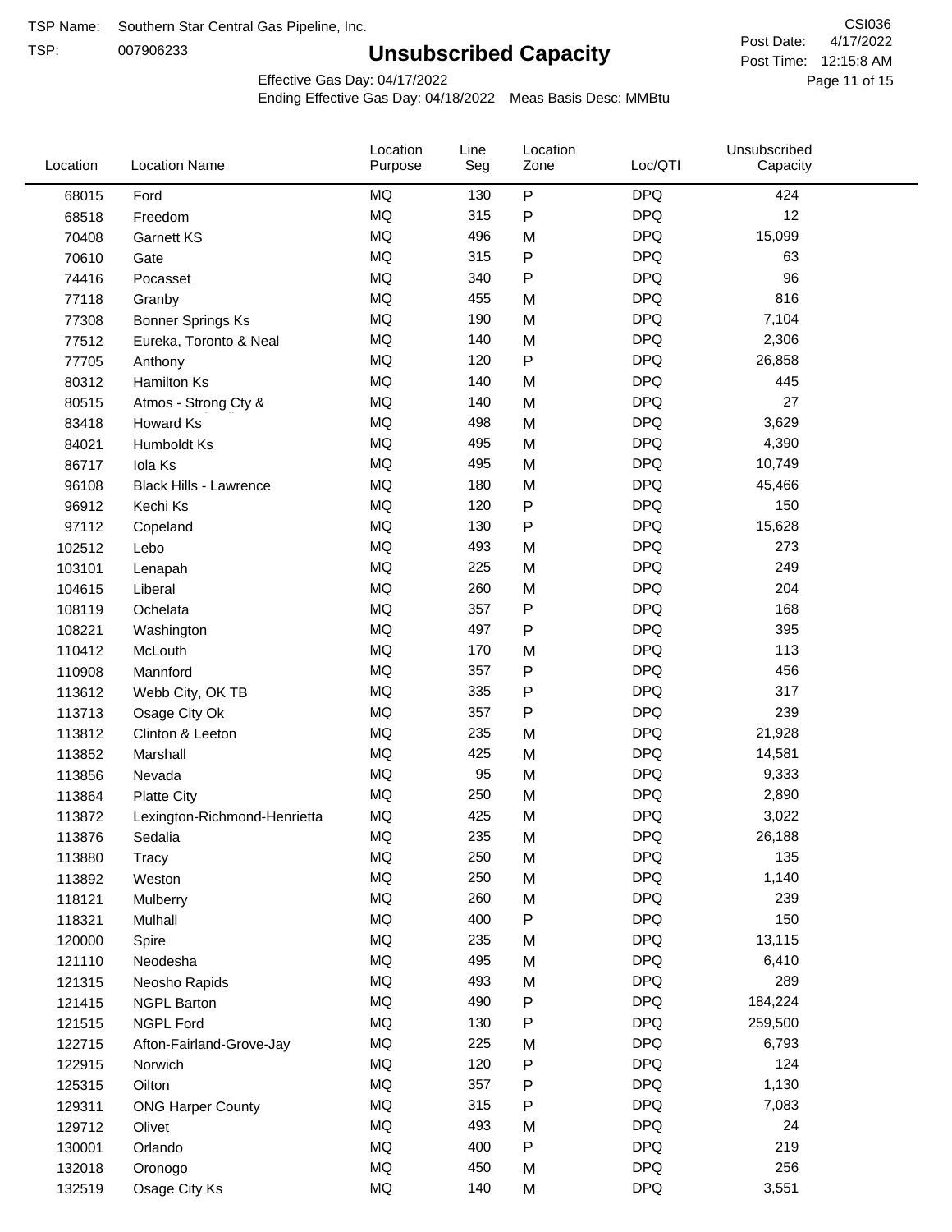TSP Name: Southern Star Central Gas Pipeline, Inc.

TSP: 007906233

# Unsubscribed Capacity

CSI036

Post Date: 4/17/2022

Post Time: 12:15:8 AM

Effective Gas Day: 04/17/2022

Ending Effective Gas Day: 04/18/2022 Meas Basis Desc: MMBtu

| Location | Location Name | Location Purpose | Line Seg | Location Zone | Loc/QTI | Unsubscribed Capacity |
|---|---|---|---|---|---|---|
| 68015 | Ford | MQ | 130 | P | DPQ | 424 |
| 68518 | Freedom | MQ | 315 | P | DPQ | 12 |
| 70408 | Garnett KS | MQ | 496 | M | DPQ | 15,099 |
| 70610 | Gate | MQ | 315 | P | DPQ | 63 |
| 74416 | Pocasset | MQ | 340 | P | DPQ | 96 |
| 77118 | Granby | MQ | 455 | M | DPQ | 816 |
| 77308 | Bonner Springs Ks | MQ | 190 | M | DPQ | 7,104 |
| 77512 | Eureka, Toronto & Neal | MQ | 140 | M | DPQ | 2,306 |
| 77705 | Anthony | MQ | 120 | P | DPQ | 26,858 |
| 80312 | Hamilton Ks | MQ | 140 | M | DPQ | 445 |
| 80515 | Atmos - Strong Cty & | MQ | 140 | M | DPQ | 27 |
| 83418 | Howard Ks | MQ | 498 | M | DPQ | 3,629 |
| 84021 | Humboldt Ks | MQ | 495 | M | DPQ | 4,390 |
| 86717 | Iola Ks | MQ | 495 | M | DPQ | 10,749 |
| 96108 | Black Hills - Lawrence | MQ | 180 | M | DPQ | 45,466 |
| 96912 | Kechi Ks | MQ | 120 | P | DPQ | 150 |
| 97112 | Copeland | MQ | 130 | P | DPQ | 15,628 |
| 102512 | Lebo | MQ | 493 | M | DPQ | 273 |
| 103101 | Lenapah | MQ | 225 | M | DPQ | 249 |
| 104615 | Liberal | MQ | 260 | M | DPQ | 204 |
| 108119 | Ochelata | MQ | 357 | P | DPQ | 168 |
| 108221 | Washington | MQ | 497 | P | DPQ | 395 |
| 110412 | McLouth | MQ | 170 | M | DPQ | 113 |
| 110908 | Mannford | MQ | 357 | P | DPQ | 456 |
| 113612 | Webb City, OK TB | MQ | 335 | P | DPQ | 317 |
| 113713 | Osage City Ok | MQ | 357 | P | DPQ | 239 |
| 113812 | Clinton & Leeton | MQ | 235 | M | DPQ | 21,928 |
| 113852 | Marshall | MQ | 425 | M | DPQ | 14,581 |
| 113856 | Nevada | MQ | 95 | M | DPQ | 9,333 |
| 113864 | Platte City | MQ | 250 | M | DPQ | 2,890 |
| 113872 | Lexington-Richmond-Henrietta | MQ | 425 | M | DPQ | 3,022 |
| 113876 | Sedalia | MQ | 235 | M | DPQ | 26,188 |
| 113880 | Tracy | MQ | 250 | M | DPQ | 135 |
| 113892 | Weston | MQ | 250 | M | DPQ | 1,140 |
| 118121 | Mulberry | MQ | 260 | M | DPQ | 239 |
| 118321 | Mulhall | MQ | 400 | P | DPQ | 150 |
| 120000 | Spire | MQ | 235 | M | DPQ | 13,115 |
| 121110 | Neodesha | MQ | 495 | M | DPQ | 6,410 |
| 121315 | Neosho Rapids | MQ | 493 | M | DPQ | 289 |
| 121415 | NGPL Barton | MQ | 490 | P | DPQ | 184,224 |
| 121515 | NGPL Ford | MQ | 130 | P | DPQ | 259,500 |
| 122715 | Afton-Fairland-Grove-Jay | MQ | 225 | M | DPQ | 6,793 |
| 122915 | Norwich | MQ | 120 | P | DPQ | 124 |
| 125315 | Oilton | MQ | 357 | P | DPQ | 1,130 |
| 129311 | ONG Harper County | MQ | 315 | P | DPQ | 7,083 |
| 129712 | Olivet | MQ | 493 | M | DPQ | 24 |
| 130001 | Orlando | MQ | 400 | P | DPQ | 219 |
| 132018 | Oronogo | MQ | 450 | M | DPQ | 256 |
| 132519 | Osage City Ks | MQ | 140 | M | DPQ | 3,551 |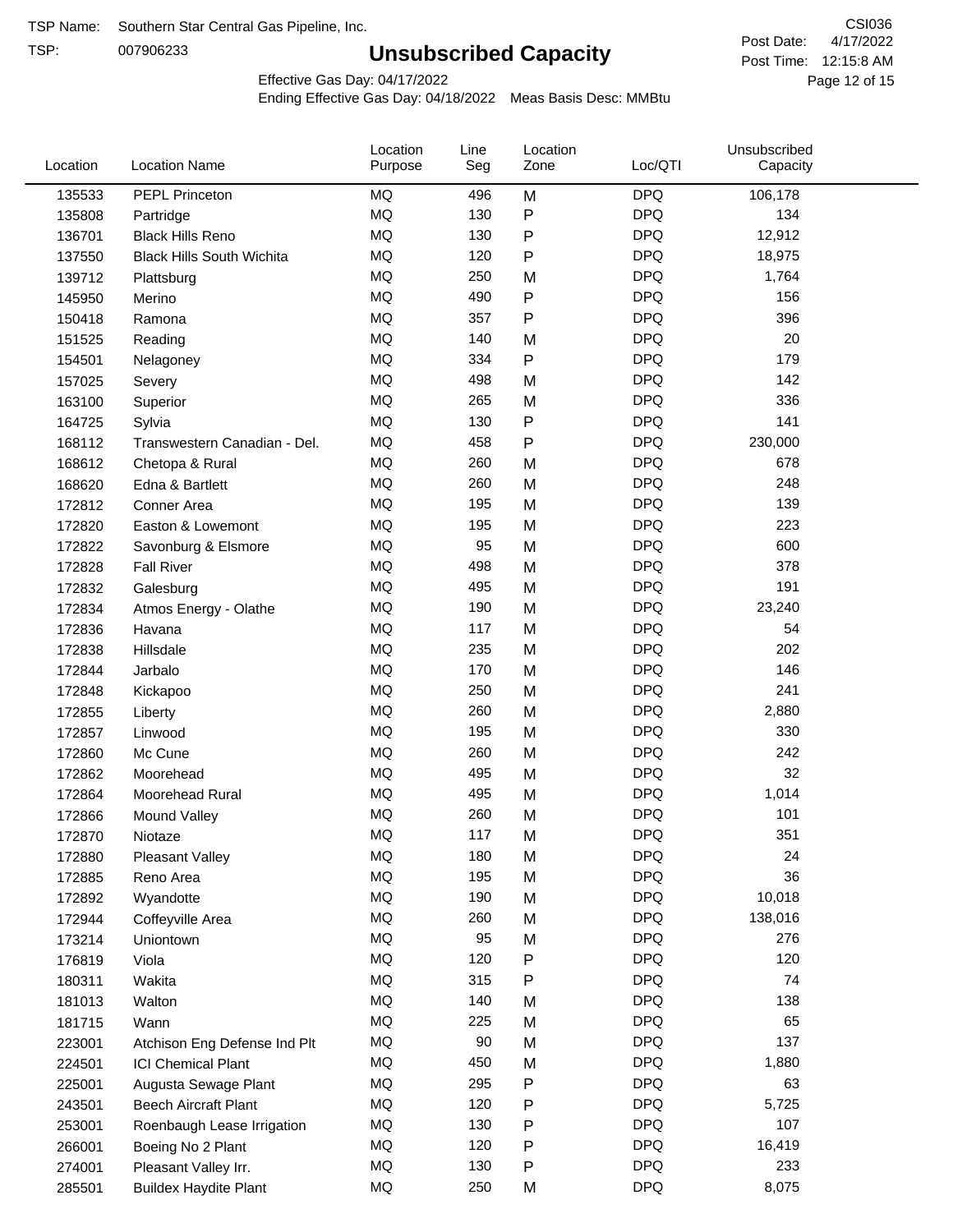TSP Name: Southern Star Central Gas Pipeline, Inc.

TSP: 007906233

# Unsubscribed Capacity

CSI036

Post Date: 4/17/2022

Post Time: 12:15:8 AM

Effective Gas Day: 04/17/2022

Ending Effective Gas Day: 04/18/2022 Meas Basis Desc: MMBtu

| Location | Location Name | Location Purpose | Line Seg | Location Zone | Loc/QTI | Unsubscribed Capacity |
|---|---|---|---|---|---|---|
| 135533 | PEPL Princeton | MQ | 496 | M | DPQ | 106,178 |
| 135808 | Partridge | MQ | 130 | P | DPQ | 134 |
| 136701 | Black Hills Reno | MQ | 130 | P | DPQ | 12,912 |
| 137550 | Black Hills South Wichita | MQ | 120 | P | DPQ | 18,975 |
| 139712 | Plattsburg | MQ | 250 | M | DPQ | 1,764 |
| 145950 | Merino | MQ | 490 | P | DPQ | 156 |
| 150418 | Ramona | MQ | 357 | P | DPQ | 396 |
| 151525 | Reading | MQ | 140 | M | DPQ | 20 |
| 154501 | Nelagoney | MQ | 334 | P | DPQ | 179 |
| 157025 | Severy | MQ | 498 | M | DPQ | 142 |
| 163100 | Superior | MQ | 265 | M | DPQ | 336 |
| 164725 | Sylvia | MQ | 130 | P | DPQ | 141 |
| 168112 | Transwestern Canadian - Del. | MQ | 458 | P | DPQ | 230,000 |
| 168612 | Chetopa & Rural | MQ | 260 | M | DPQ | 678 |
| 168620 | Edna & Bartlett | MQ | 260 | M | DPQ | 248 |
| 172812 | Conner Area | MQ | 195 | M | DPQ | 139 |
| 172820 | Easton & Lowemont | MQ | 195 | M | DPQ | 223 |
| 172822 | Savonburg & Elsmore | MQ | 95 | M | DPQ | 600 |
| 172828 | Fall River | MQ | 498 | M | DPQ | 378 |
| 172832 | Galesburg | MQ | 495 | M | DPQ | 191 |
| 172834 | Atmos Energy - Olathe | MQ | 190 | M | DPQ | 23,240 |
| 172836 | Havana | MQ | 117 | M | DPQ | 54 |
| 172838 | Hillsdale | MQ | 235 | M | DPQ | 202 |
| 172844 | Jarbalo | MQ | 170 | M | DPQ | 146 |
| 172848 | Kickapoo | MQ | 250 | M | DPQ | 241 |
| 172855 | Liberty | MQ | 260 | M | DPQ | 2,880 |
| 172857 | Linwood | MQ | 195 | M | DPQ | 330 |
| 172860 | Mc Cune | MQ | 260 | M | DPQ | 242 |
| 172862 | Moorehead | MQ | 495 | M | DPQ | 32 |
| 172864 | Moorehead Rural | MQ | 495 | M | DPQ | 1,014 |
| 172866 | Mound Valley | MQ | 260 | M | DPQ | 101 |
| 172870 | Niotaze | MQ | 117 | M | DPQ | 351 |
| 172880 | Pleasant Valley | MQ | 180 | M | DPQ | 24 |
| 172885 | Reno Area | MQ | 195 | M | DPQ | 36 |
| 172892 | Wyandotte | MQ | 190 | M | DPQ | 10,018 |
| 172944 | Coffeyville Area | MQ | 260 | M | DPQ | 138,016 |
| 173214 | Uniontown | MQ | 95 | M | DPQ | 276 |
| 176819 | Viola | MQ | 120 | P | DPQ | 120 |
| 180311 | Wakita | MQ | 315 | P | DPQ | 74 |
| 181013 | Walton | MQ | 140 | M | DPQ | 138 |
| 181715 | Wann | MQ | 225 | M | DPQ | 65 |
| 223001 | Atchison Eng Defense Ind Plt | MQ | 90 | M | DPQ | 137 |
| 224501 | ICI Chemical Plant | MQ | 450 | M | DPQ | 1,880 |
| 225001 | Augusta Sewage Plant | MQ | 295 | P | DPQ | 63 |
| 243501 | Beech Aircraft Plant | MQ | 120 | P | DPQ | 5,725 |
| 253001 | Roenbaugh Lease Irrigation | MQ | 130 | P | DPQ | 107 |
| 266001 | Boeing No 2 Plant | MQ | 120 | P | DPQ | 16,419 |
| 274001 | Pleasant Valley Irr. | MQ | 130 | P | DPQ | 233 |
| 285501 | Buildex Haydite Plant | MQ | 250 | M | DPQ | 8,075 |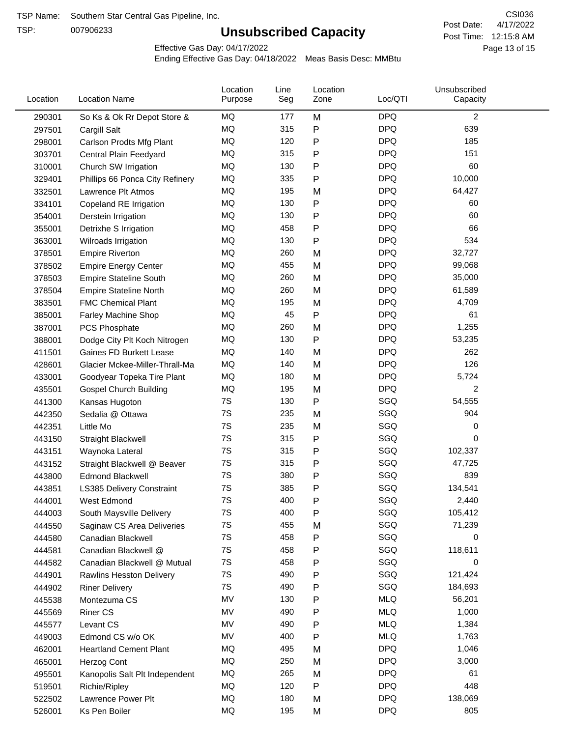TSP Name: Southern Star Central Gas Pipeline, Inc.

TSP: 007906233

# Unsubscribed Capacity

CSI036

Post Date: 4/17/2022

Post Time: 12:15:8 AM

Effective Gas Day: 04/17/2022

Ending Effective Gas Day: 04/18/2022 Meas Basis Desc: MMBtu

| Location | Location Name | Location Purpose | Line Seg | Location Zone | Loc/QTI | Unsubscribed Capacity |
|---|---|---|---|---|---|---|
| 290301 | So Ks & Ok Rr Depot Store & | MQ | 177 | M | DPQ | 2 |
| 297501 | Cargill Salt | MQ | 315 | P | DPQ | 639 |
| 298001 | Carlson Prodts Mfg Plant | MQ | 120 | P | DPQ | 185 |
| 303701 | Central Plain Feedyard | MQ | 315 | P | DPQ | 151 |
| 310001 | Church SW Irrigation | MQ | 130 | P | DPQ | 60 |
| 329401 | Phillips 66 Ponca City Refinery | MQ | 335 | P | DPQ | 10,000 |
| 332501 | Lawrence Plt Atmos | MQ | 195 | M | DPQ | 64,427 |
| 334101 | Copeland RE Irrigation | MQ | 130 | P | DPQ | 60 |
| 354001 | Derstein Irrigation | MQ | 130 | P | DPQ | 60 |
| 355001 | Detrixhe S Irrigation | MQ | 458 | P | DPQ | 66 |
| 363001 | Wilroads Irrigation | MQ | 130 | P | DPQ | 534 |
| 378501 | Empire Riverton | MQ | 260 | M | DPQ | 32,727 |
| 378502 | Empire Energy Center | MQ | 455 | M | DPQ | 99,068 |
| 378503 | Empire Stateline South | MQ | 260 | M | DPQ | 35,000 |
| 378504 | Empire Stateline North | MQ | 260 | M | DPQ | 61,589 |
| 383501 | FMC Chemical Plant | MQ | 195 | M | DPQ | 4,709 |
| 385001 | Farley Machine Shop | MQ | 45 | P | DPQ | 61 |
| 387001 | PCS Phosphate | MQ | 260 | M | DPQ | 1,255 |
| 388001 | Dodge City Plt Koch Nitrogen | MQ | 130 | P | DPQ | 53,235 |
| 411501 | Gaines FD Burkett Lease | MQ | 140 | M | DPQ | 262 |
| 428601 | Glacier Mckee-Miller-Thrall-Ma | MQ | 140 | M | DPQ | 126 |
| 433001 | Goodyear Topeka Tire Plant | MQ | 180 | M | DPQ | 5,724 |
| 435501 | Gospel Church Building | MQ | 195 | M | DPQ | 2 |
| 441300 | Kansas Hugoton | 7S | 130 | P | SGQ | 54,555 |
| 442350 | Sedalia @ Ottawa | 7S | 235 | M | SGQ | 904 |
| 442351 | Little Mo | 7S | 235 | M | SGQ | 0 |
| 443150 | Straight Blackwell | 7S | 315 | P | SGQ | 0 |
| 443151 | Waynoka Lateral | 7S | 315 | P | SGQ | 102,337 |
| 443152 | Straight Blackwell @ Beaver | 7S | 315 | P | SGQ | 47,725 |
| 443800 | Edmond Blackwell | 7S | 380 | P | SGQ | 839 |
| 443851 | LS385 Delivery Constraint | 7S | 385 | P | SGQ | 134,541 |
| 444001 | West Edmond | 7S | 400 | P | SGQ | 2,440 |
| 444003 | South Maysville Delivery | 7S | 400 | P | SGQ | 105,412 |
| 444550 | Saginaw CS Area Deliveries | 7S | 455 | M | SGQ | 71,239 |
| 444580 | Canadian Blackwell | 7S | 458 | P | SGQ | 0 |
| 444581 | Canadian Blackwell @ | 7S | 458 | P | SGQ | 118,611 |
| 444582 | Canadian Blackwell @ Mutual | 7S | 458 | P | SGQ | 0 |
| 444901 | Rawlins Hesston Delivery | 7S | 490 | P | SGQ | 121,424 |
| 444902 | Riner Delivery | 7S | 490 | P | SGQ | 184,693 |
| 445538 | Montezuma CS | MV | 130 | P | MLQ | 56,201 |
| 445569 | Riner CS | MV | 490 | P | MLQ | 1,000 |
| 445577 | Levant CS | MV | 490 | P | MLQ | 1,384 |
| 449003 | Edmond CS w/o OK | MV | 400 | P | MLQ | 1,763 |
| 462001 | Heartland Cement Plant | MQ | 495 | M | DPQ | 1,046 |
| 465001 | Herzog Cont | MQ | 250 | M | DPQ | 3,000 |
| 495501 | Kanopolis Salt Plt Independent | MQ | 265 | M | DPQ | 61 |
| 519501 | Richie/Ripley | MQ | 120 | P | DPQ | 448 |
| 522502 | Lawrence Power Plt | MQ | 180 | M | DPQ | 138,069 |
| 526001 | Ks Pen Boiler | MQ | 195 | M | DPQ | 805 |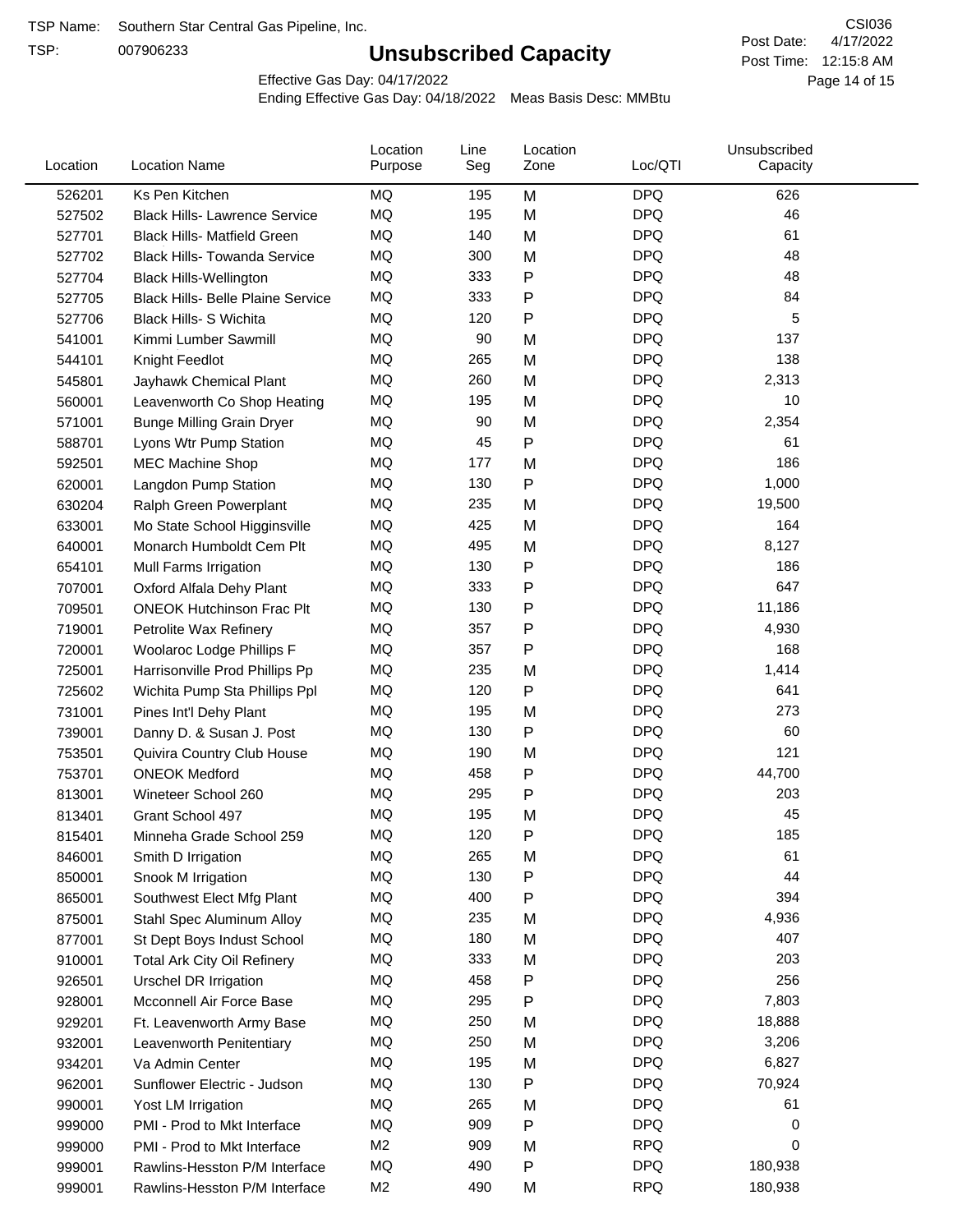TSP Name: Southern Star Central Gas Pipeline, Inc.
TSP: 007906233

# Unsubscribed Capacity

CSI036
Post Date: 4/17/2022
Post Time: 12:15:8 AM

Effective Gas Day: 04/17/2022
Ending Effective Gas Day: 04/18/2022 Meas Basis Desc: MMBtu

| Location | Location Name | Location Purpose | Line Seg | Location Zone | Loc/QTI | Unsubscribed Capacity |
|---|---|---|---|---|---|---|
| 526201 | Ks Pen Kitchen | MQ | 195 | M | DPQ | 626 |
| 527502 | Black Hills- Lawrence Service | MQ | 195 | M | DPQ | 46 |
| 527701 | Black Hills- Matfield Green | MQ | 140 | M | DPQ | 61 |
| 527702 | Black Hills- Towanda Service | MQ | 300 | M | DPQ | 48 |
| 527704 | Black Hills-Wellington | MQ | 333 | P | DPQ | 48 |
| 527705 | Black Hills- Belle Plaine Service | MQ | 333 | P | DPQ | 84 |
| 527706 | Black Hills- S Wichita | MQ | 120 | P | DPQ | 5 |
| 541001 | Kimmi Lumber Sawmill | MQ | 90 | M | DPQ | 137 |
| 544101 | Knight Feedlot | MQ | 265 | M | DPQ | 138 |
| 545801 | Jayhawk Chemical Plant | MQ | 260 | M | DPQ | 2,313 |
| 560001 | Leavenworth Co Shop Heating | MQ | 195 | M | DPQ | 10 |
| 571001 | Bunge Milling Grain Dryer | MQ | 90 | M | DPQ | 2,354 |
| 588701 | Lyons Wtr Pump Station | MQ | 45 | P | DPQ | 61 |
| 592501 | MEC Machine Shop | MQ | 177 | M | DPQ | 186 |
| 620001 | Langdon Pump Station | MQ | 130 | P | DPQ | 1,000 |
| 630204 | Ralph Green Powerplant | MQ | 235 | M | DPQ | 19,500 |
| 633001 | Mo State School Higginsville | MQ | 425 | M | DPQ | 164 |
| 640001 | Monarch Humboldt Cem Plt | MQ | 495 | M | DPQ | 8,127 |
| 654101 | Mull Farms Irrigation | MQ | 130 | P | DPQ | 186 |
| 707001 | Oxford Alfala Dehy Plant | MQ | 333 | P | DPQ | 647 |
| 709501 | ONEOK Hutchinson Frac Plt | MQ | 130 | P | DPQ | 11,186 |
| 719001 | Petrolite Wax Refinery | MQ | 357 | P | DPQ | 4,930 |
| 720001 | Woolaroc Lodge Phillips F | MQ | 357 | P | DPQ | 168 |
| 725001 | Harrisonville Prod Phillips Pp | MQ | 235 | M | DPQ | 1,414 |
| 725602 | Wichita Pump Sta Phillips Ppl | MQ | 120 | P | DPQ | 641 |
| 731001 | Pines Int'l Dehy Plant | MQ | 195 | M | DPQ | 273 |
| 739001 | Danny D. & Susan J. Post | MQ | 130 | P | DPQ | 60 |
| 753501 | Quivira Country Club House | MQ | 190 | M | DPQ | 121 |
| 753701 | ONEOK Medford | MQ | 458 | P | DPQ | 44,700 |
| 813001 | Wineteer School 260 | MQ | 295 | P | DPQ | 203 |
| 813401 | Grant School 497 | MQ | 195 | M | DPQ | 45 |
| 815401 | Minneha Grade School 259 | MQ | 120 | P | DPQ | 185 |
| 846001 | Smith D Irrigation | MQ | 265 | M | DPQ | 61 |
| 850001 | Snook M Irrigation | MQ | 130 | P | DPQ | 44 |
| 865001 | Southwest Elect Mfg Plant | MQ | 400 | P | DPQ | 394 |
| 875001 | Stahl Spec Aluminum Alloy | MQ | 235 | M | DPQ | 4,936 |
| 877001 | St Dept Boys Indust School | MQ | 180 | M | DPQ | 407 |
| 910001 | Total Ark City Oil Refinery | MQ | 333 | M | DPQ | 203 |
| 926501 | Urschel DR Irrigation | MQ | 458 | P | DPQ | 256 |
| 928001 | Mcconnell Air Force Base | MQ | 295 | P | DPQ | 7,803 |
| 929201 | Ft. Leavenworth Army Base | MQ | 250 | M | DPQ | 18,888 |
| 932001 | Leavenworth Penitentiary | MQ | 250 | M | DPQ | 3,206 |
| 934201 | Va Admin Center | MQ | 195 | M | DPQ | 6,827 |
| 962001 | Sunflower Electric - Judson | MQ | 130 | P | DPQ | 70,924 |
| 990001 | Yost LM Irrigation | MQ | 265 | M | DPQ | 61 |
| 999000 | PMI - Prod to Mkt Interface | MQ | 909 | P | DPQ | 0 |
| 999000 | PMI - Prod to Mkt Interface | M2 | 909 | M | RPQ | 0 |
| 999001 | Rawlins-Hesston P/M Interface | MQ | 490 | P | DPQ | 180,938 |
| 999001 | Rawlins-Hesston P/M Interface | M2 | 490 | M | RPQ | 180,938 |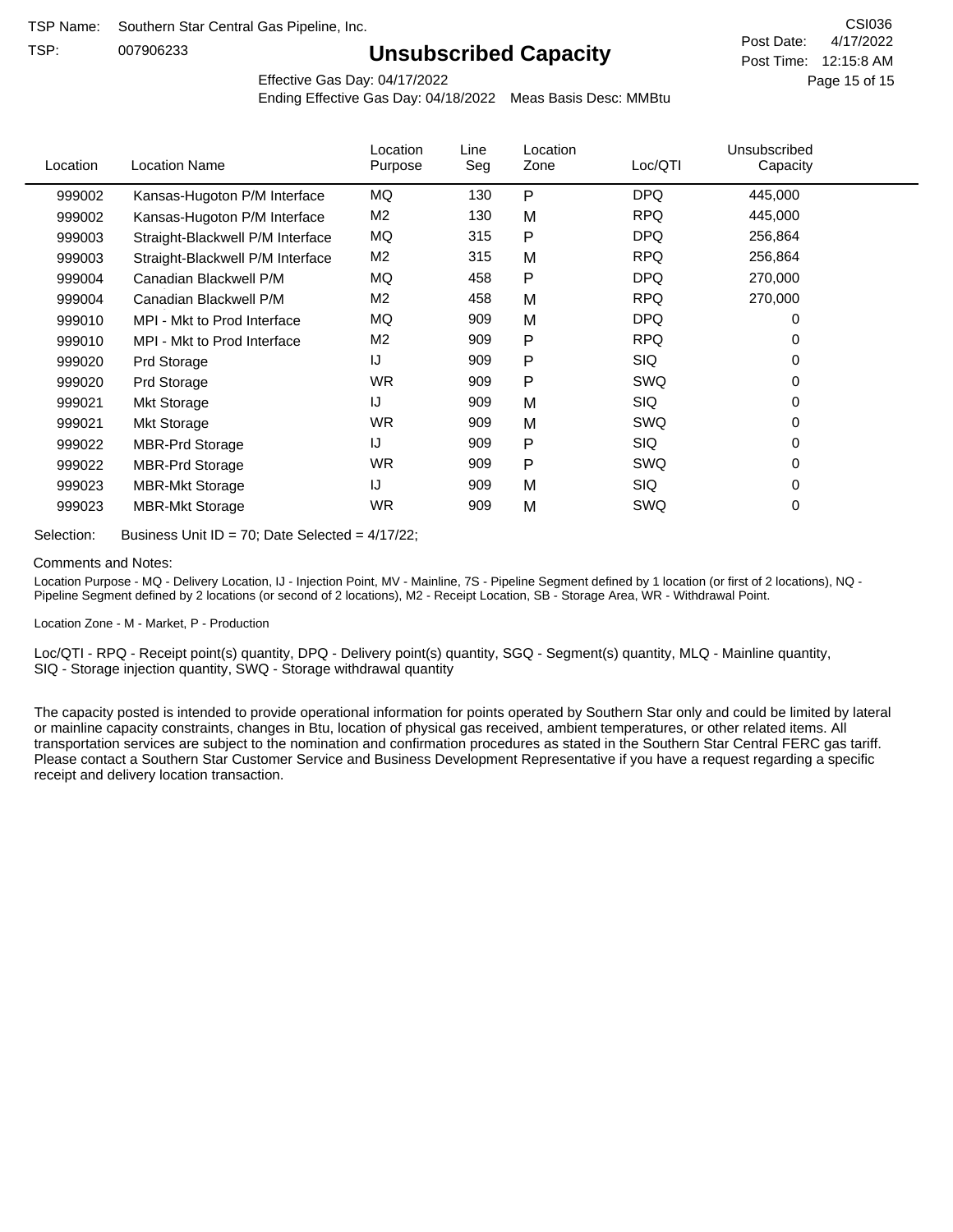TSP Name: Southern Star Central Gas Pipeline, Inc.

TSP: 007906233

CSI036

# Unsubscribed Capacity

Post Date: 4/17/2022

Post Time: 12:15:8 AM

Effective Gas Day: 04/17/2022

Ending Effective Gas Day: 04/18/2022 Meas Basis Desc: MMBtu

| Location | Location Name | Location Purpose | Line Seg | Location Zone | Loc/QTI | Unsubscribed Capacity |
|---|---|---|---|---|---|---|
| 999002 | Kansas-Hugoton P/M Interface | MQ | 130 | P | DPQ | 445,000 |
| 999002 | Kansas-Hugoton P/M Interface | M2 | 130 | M | RPQ | 445,000 |
| 999003 | Straight-Blackwell P/M Interface | MQ | 315 | P | DPQ | 256,864 |
| 999003 | Straight-Blackwell P/M Interface | M2 | 315 | M | RPQ | 256,864 |
| 999004 | Canadian Blackwell P/M | MQ | 458 | P | DPQ | 270,000 |
| 999004 | Canadian Blackwell P/M | M2 | 458 | M | RPQ | 270,000 |
| 999010 | MPI - Mkt to Prod Interface | MQ | 909 | M | DPQ | 0 |
| 999010 | MPI - Mkt to Prod Interface | M2 | 909 | P | RPQ | 0 |
| 999020 | Prd Storage | IJ | 909 | P | SIQ | 0 |
| 999020 | Prd Storage | WR | 909 | P | SWQ | 0 |
| 999021 | Mkt Storage | IJ | 909 | M | SIQ | 0 |
| 999021 | Mkt Storage | WR | 909 | M | SWQ | 0 |
| 999022 | MBR-Prd Storage | IJ | 909 | P | SIQ | 0 |
| 999022 | MBR-Prd Storage | WR | 909 | P | SWQ | 0 |
| 999023 | MBR-Mkt Storage | IJ | 909 | M | SIQ | 0 |
| 999023 | MBR-Mkt Storage | WR | 909 | M | SWQ | 0 |

Selection: Business Unit ID = 70; Date Selected = 4/17/22;

Comments and Notes:

Location Purpose - MQ - Delivery Location, IJ - Injection Point, MV - Mainline, 7S - Pipeline Segment defined by 1 location (or first of 2 locations), NQ - Pipeline Segment defined by 2 locations (or second of 2 locations), M2 - Receipt Location, SB - Storage Area, WR - Withdrawal Point.

Location Zone - M - Market, P - Production

Loc/QTI - RPQ - Receipt point(s) quantity, DPQ - Delivery point(s) quantity, SGQ - Segment(s) quantity, MLQ - Mainline quantity, SIQ - Storage injection quantity, SWQ - Storage withdrawal quantity

The capacity posted is intended to provide operational information for points operated by Southern Star only and could be limited by lateral or mainline capacity constraints, changes in Btu, location of physical gas received, ambient temperatures, or other related items. All transportation services are subject to the nomination and confirmation procedures as stated in the Southern Star Central FERC gas tariff. Please contact a Southern Star Customer Service and Business Development Representative if you have a request regarding a specific receipt and delivery location transaction.